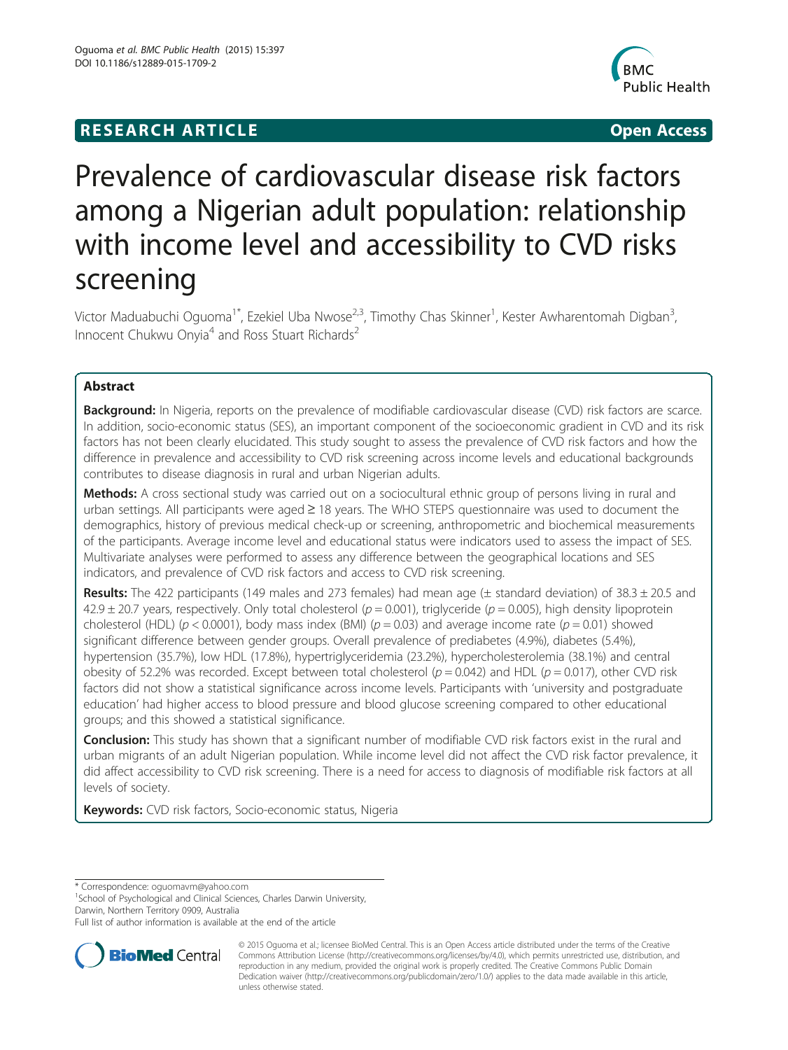RESEARCH ARTICLE

Open Access

# Prevalence of cardiovascular disease risk factors among a Nigerian adult population: relationship with income level and accessibility to CVD risks screening

Victor Maduabuchi Oguoma[1*], Ezekiel Uba Nwose[2,3], Timothy Chas Skinner[1], Kester Awharentomah Digban[3], Innocent Chukwu Onyia[4] and Ross Stuart Richards[2]

## Abstract

**Background:** In Nigeria, reports on the prevalence of modifiable cardiovascular disease (CVD) risk factors are scarce. In addition, socio-economic status (SES), an important component of the socioeconomic gradient in CVD and its risk factors has not been clearly elucidated. This study sought to assess the prevalence of CVD risk factors and how the difference in prevalence and accessibility to CVD risk screening across income levels and educational backgrounds contributes to disease diagnosis in rural and urban Nigerian adults.

**Methods:** A cross sectional study was carried out on a sociocultural ethnic group of persons living in rural and urban settings. All participants were aged ≥ 18 years. The WHO STEPS questionnaire was used to document the demographics, history of previous medical check-up or screening, anthropometric and biochemical measurements of the participants. Average income level and educational status were indicators used to assess the impact of SES. Multivariate analyses were performed to assess any difference between the geographical locations and SES indicators, and prevalence of CVD risk factors and access to CVD risk screening.

**Results:** The 422 participants (149 males and 273 females) had mean age (± standard deviation) of 38.3 ± 20.5 and 42.9 ± 20.7 years, respectively. Only total cholesterol ($p = 0.001$), triglyceride ($p = 0.005$), high density lipoprotein cholesterol (HDL) ($p < 0.0001$), body mass index (BMI) ($p = 0.03$) and average income rate ($p = 0.01$) showed significant difference between gender groups. Overall prevalence of prediabetes (4.9%), diabetes (5.4%), hypertension (35.7%), low HDL (17.8%), hypertriglyceridemia (23.2%), hypercholesterolemia (38.1%) and central obesity of 52.2% was recorded. Except between total cholesterol ($p = 0.042$) and HDL ($p = 0.017$), other CVD risk factors did not show a statistical significance across income levels. Participants with 'university and postgraduate education' had higher access to blood pressure and blood glucose screening compared to other educational groups; and this showed a statistical significance.

**Conclusion:** This study has shown that a significant number of modifiable CVD risk factors exist in the rural and urban migrants of an adult Nigerian population. While income level did not affect the CVD risk factor prevalence, it did affect accessibility to CVD risk screening. There is a need for access to diagnosis of modifiable risk factors at all levels of society.

**Keywords:** CVD risk factors, Socio-economic status, Nigeria

* Correspondence: oguomavm@yahoo.com
[1]School of Psychological and Clinical Sciences, Charles Darwin University, Darwin, Northern Territory 0909, Australia
Full list of author information is available at the end of the article

© 2015 Oguoma et al.; licensee BioMed Central. This is an Open Access article distributed under the terms of the Creative Commons Attribution License (http://creativecommons.org/licenses/by/4.0), which permits unrestricted use, distribution, and reproduction in any medium, provided the original work is properly credited. The Creative Commons Public Domain Dedication waiver (http://creativecommons.org/publicdomain/zero/1.0/) applies to the data made available in this article, unless otherwise stated.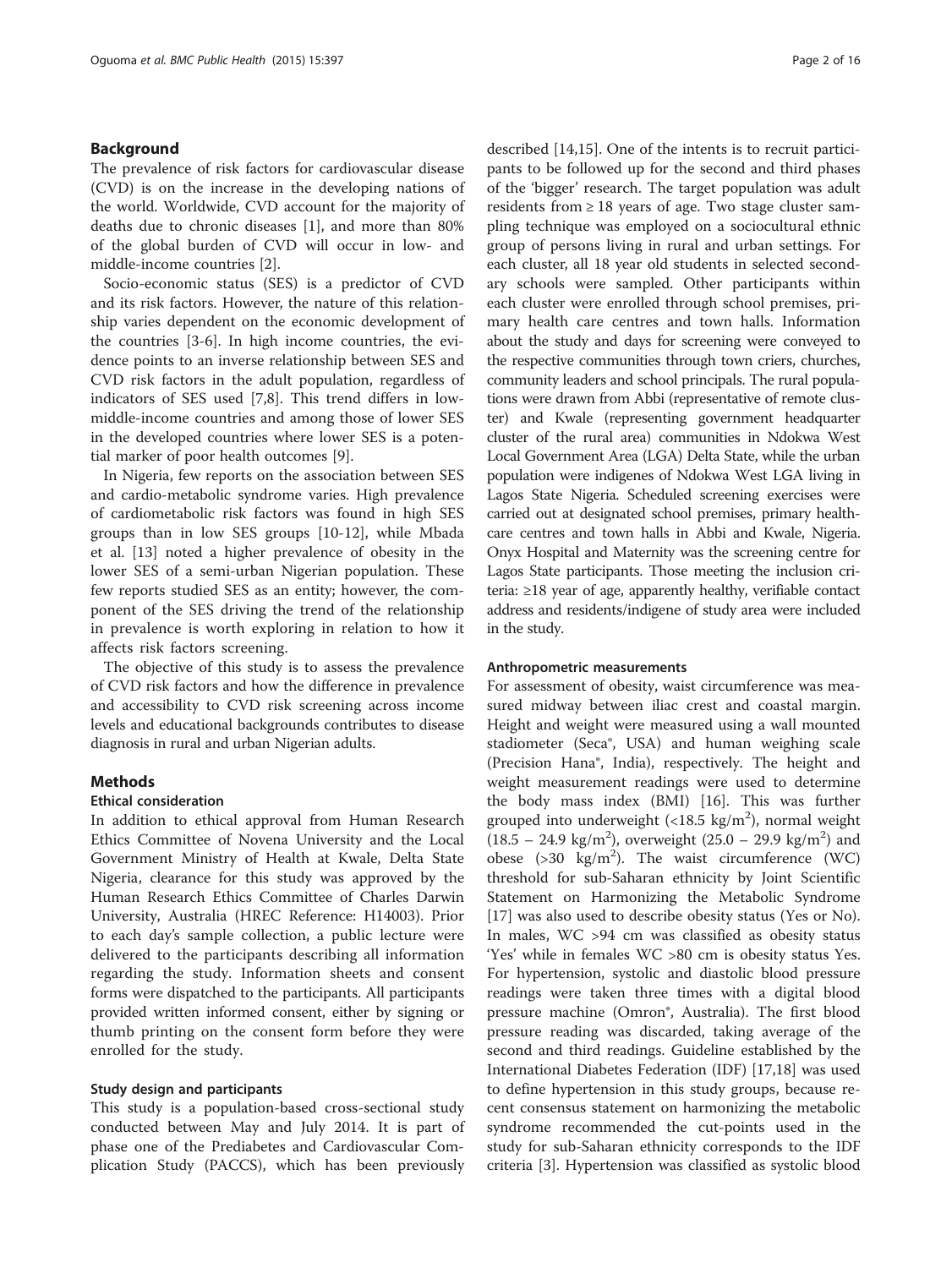## Background

The prevalence of risk factors for cardiovascular disease (CVD) is on the increase in the developing nations of the world. Worldwide, CVD account for the majority of deaths due to chronic diseases [1], and more than 80% of the global burden of CVD will occur in low- and middle-income countries [2].

Socio-economic status (SES) is a predictor of CVD and its risk factors. However, the nature of this relationship varies dependent on the economic development of the countries [3-6]. In high income countries, the evidence points to an inverse relationship between SES and CVD risk factors in the adult population, regardless of indicators of SES used [7,8]. This trend differs in low-middle-income countries and among those of lower SES in the developed countries where lower SES is a potential marker of poor health outcomes [9].

In Nigeria, few reports on the association between SES and cardio-metabolic syndrome varies. High prevalence of cardiometabolic risk factors was found in high SES groups than in low SES groups [10-12], while Mbada et al. [13] noted a higher prevalence of obesity in the lower SES of a semi-urban Nigerian population. These few reports studied SES as an entity; however, the component of the SES driving the trend of the relationship in prevalence is worth exploring in relation to how it affects risk factors screening.

The objective of this study is to assess the prevalence of CVD risk factors and how the difference in prevalence and accessibility to CVD risk screening across income levels and educational backgrounds contributes to disease diagnosis in rural and urban Nigerian adults.

## Methods

### Ethical consideration

In addition to ethical approval from Human Research Ethics Committee of Novena University and the Local Government Ministry of Health at Kwale, Delta State Nigeria, clearance for this study was approved by the Human Research Ethics Committee of Charles Darwin University, Australia (HREC Reference: H14003). Prior to each day's sample collection, a public lecture were delivered to the participants describing all information regarding the study. Information sheets and consent forms were dispatched to the participants. All participants provided written informed consent, either by signing or thumb printing on the consent form before they were enrolled for the study.

### Study design and participants

This study is a population-based cross-sectional study conducted between May and July 2014. It is part of phase one of the Prediabetes and Cardiovascular Complication Study (PACCS), which has been previously described [14,15]. One of the intents is to recruit participants to be followed up for the second and third phases of the 'bigger' research. The target population was adult residents from ≥ 18 years of age. Two stage cluster sampling technique was employed on a sociocultural ethnic group of persons living in rural and urban settings. For each cluster, all 18 year old students in selected secondary schools were sampled. Other participants within each cluster were enrolled through school premises, primary health care centres and town halls. Information about the study and days for screening were conveyed to the respective communities through town criers, churches, community leaders and school principals. The rural populations were drawn from Abbi (representative of remote cluster) and Kwale (representing government headquarter cluster of the rural area) communities in Ndokwa West Local Government Area (LGA) Delta State, while the urban population were indigenes of Ndokwa West LGA living in Lagos State Nigeria. Scheduled screening exercises were carried out at designated school premises, primary healthcare centres and town halls in Abbi and Kwale, Nigeria. Onyx Hospital and Maternity was the screening centre for Lagos State participants. Those meeting the inclusion criteria: ≥18 year of age, apparently healthy, verifiable contact address and residents/indigene of study area were included in the study.

### Anthropometric measurements

For assessment of obesity, waist circumference was measured midway between iliac crest and coastal margin. Height and weight were measured using a wall mounted stadiometer (Seca®, USA) and human weighing scale (Precision Hana®, India), respectively. The height and weight measurement readings were used to determine the body mass index (BMI) [16]. This was further grouped into underweight (<18.5 kg/m$^2$), normal weight (18.5 – 24.9 kg/m$^2$), overweight (25.0 – 29.9 kg/m$^2$) and obese (>30 kg/m$^2$). The waist circumference (WC) threshold for sub-Saharan ethnicity by Joint Scientific Statement on Harmonizing the Metabolic Syndrome [17] was also used to describe obesity status (Yes or No). In males, WC >94 cm was classified as obesity status 'Yes' while in females WC >80 cm is obesity status Yes. For hypertension, systolic and diastolic blood pressure readings were taken three times with a digital blood pressure machine (Omron®, Australia). The first blood pressure reading was discarded, taking average of the second and third readings. Guideline established by the International Diabetes Federation (IDF) [17,18] was used to define hypertension in this study groups, because recent consensus statement on harmonizing the metabolic syndrome recommended the cut-points used in the study for sub-Saharan ethnicity corresponds to the IDF criteria [3]. Hypertension was classified as systolic blood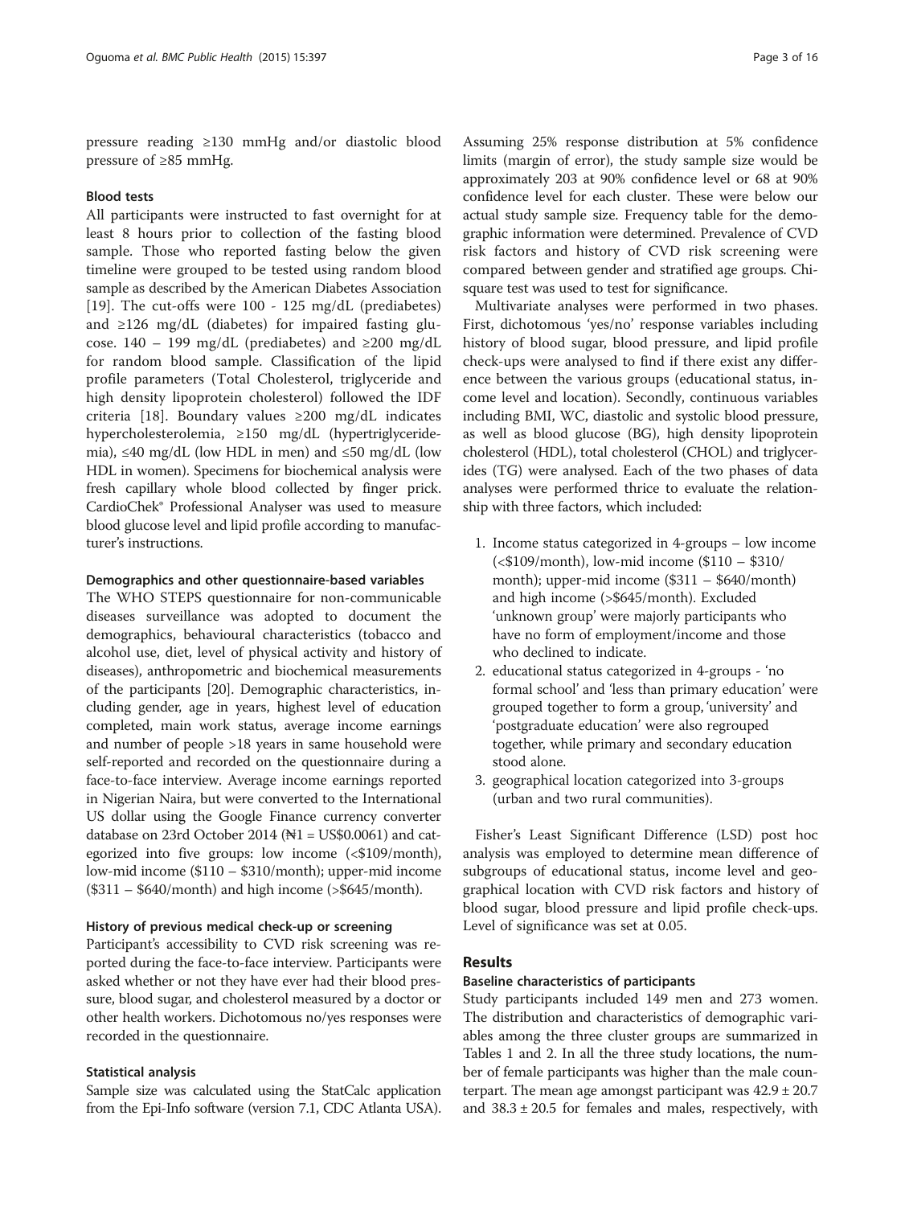pressure reading ≥130 mmHg and/or diastolic blood pressure of ≥85 mmHg.

#### Blood tests

All participants were instructed to fast overnight for at least 8 hours prior to collection of the fasting blood sample. Those who reported fasting below the given timeline were grouped to be tested using random blood sample as described by the American Diabetes Association [19]. The cut-offs were 100 - 125 mg/dL (prediabetes) and ≥126 mg/dL (diabetes) for impaired fasting glucose. 140 – 199 mg/dL (prediabetes) and ≥200 mg/dL for random blood sample. Classification of the lipid profile parameters (Total Cholesterol, triglyceride and high density lipoprotein cholesterol) followed the IDF criteria [18]. Boundary values ≥200 mg/dL indicates hypercholesterolemia, ≥150 mg/dL (hypertriglyceridemia), ≤40 mg/dL (low HDL in men) and ≤50 mg/dL (low HDL in women). Specimens for biochemical analysis were fresh capillary whole blood collected by finger prick. CardioChek® Professional Analyser was used to measure blood glucose level and lipid profile according to manufacturer's instructions.

#### Demographics and other questionnaire-based variables

The WHO STEPS questionnaire for non-communicable diseases surveillance was adopted to document the demographics, behavioural characteristics (tobacco and alcohol use, diet, level of physical activity and history of diseases), anthropometric and biochemical measurements of the participants [20]. Demographic characteristics, including gender, age in years, highest level of education completed, main work status, average income earnings and number of people >18 years in same household were self-reported and recorded on the questionnaire during a face-to-face interview. Average income earnings reported in Nigerian Naira, but were converted to the International US dollar using the Google Finance currency converter database on 23rd October 2014 (₦1 = US$0.0061) and categorized into five groups: low income (<$109/month), low-mid income ($110 – $310/month); upper-mid income ($311 – $640/month) and high income (>$645/month).

#### History of previous medical check-up or screening

Participant's accessibility to CVD risk screening was reported during the face-to-face interview. Participants were asked whether or not they have ever had their blood pressure, blood sugar, and cholesterol measured by a doctor or other health workers. Dichotomous no/yes responses were recorded in the questionnaire.

#### Statistical analysis

Sample size was calculated using the StatCalc application from the Epi-Info software (version 7.1, CDC Atlanta USA). Assuming 25% response distribution at 5% confidence limits (margin of error), the study sample size would be approximately 203 at 90% confidence level or 68 at 90% confidence level for each cluster. These were below our actual study sample size. Frequency table for the demographic information were determined. Prevalence of CVD risk factors and history of CVD risk screening were compared between gender and stratified age groups. Chi-square test was used to test for significance.

Multivariate analyses were performed in two phases. First, dichotomous 'yes/no' response variables including history of blood sugar, blood pressure, and lipid profile check-ups were analysed to find if there exist any difference between the various groups (educational status, income level and location). Secondly, continuous variables including BMI, WC, diastolic and systolic blood pressure, as well as blood glucose (BG), high density lipoprotein cholesterol (HDL), total cholesterol (CHOL) and triglycerides (TG) were analysed. Each of the two phases of data analyses were performed thrice to evaluate the relationship with three factors, which included:

1. Income status categorized in 4-groups – low income (<$109/month), low-mid income ($110 – $310/month); upper-mid income ($311 – $640/month) and high income (>$645/month). Excluded 'unknown group' were majorly participants who have no form of employment/income and those who declined to indicate.
2. educational status categorized in 4-groups - 'no formal school' and 'less than primary education' were grouped together to form a group, 'university' and 'postgraduate education' were also regrouped together, while primary and secondary education stood alone.
3. geographical location categorized into 3-groups (urban and two rural communities).

Fisher's Least Significant Difference (LSD) post hoc analysis was employed to determine mean difference of subgroups of educational status, income level and geographical location with CVD risk factors and history of blood sugar, blood pressure and lipid profile check-ups. Level of significance was set at 0.05.

## Results

#### Baseline characteristics of participants

Study participants included 149 men and 273 women. The distribution and characteristics of demographic variables among the three cluster groups are summarized in Tables 1 and 2. In all the three study locations, the number of female participants was higher than the male counterpart. The mean age amongst participant was 42.9 ± 20.7 and 38.3 ± 20.5 for females and males, respectively, with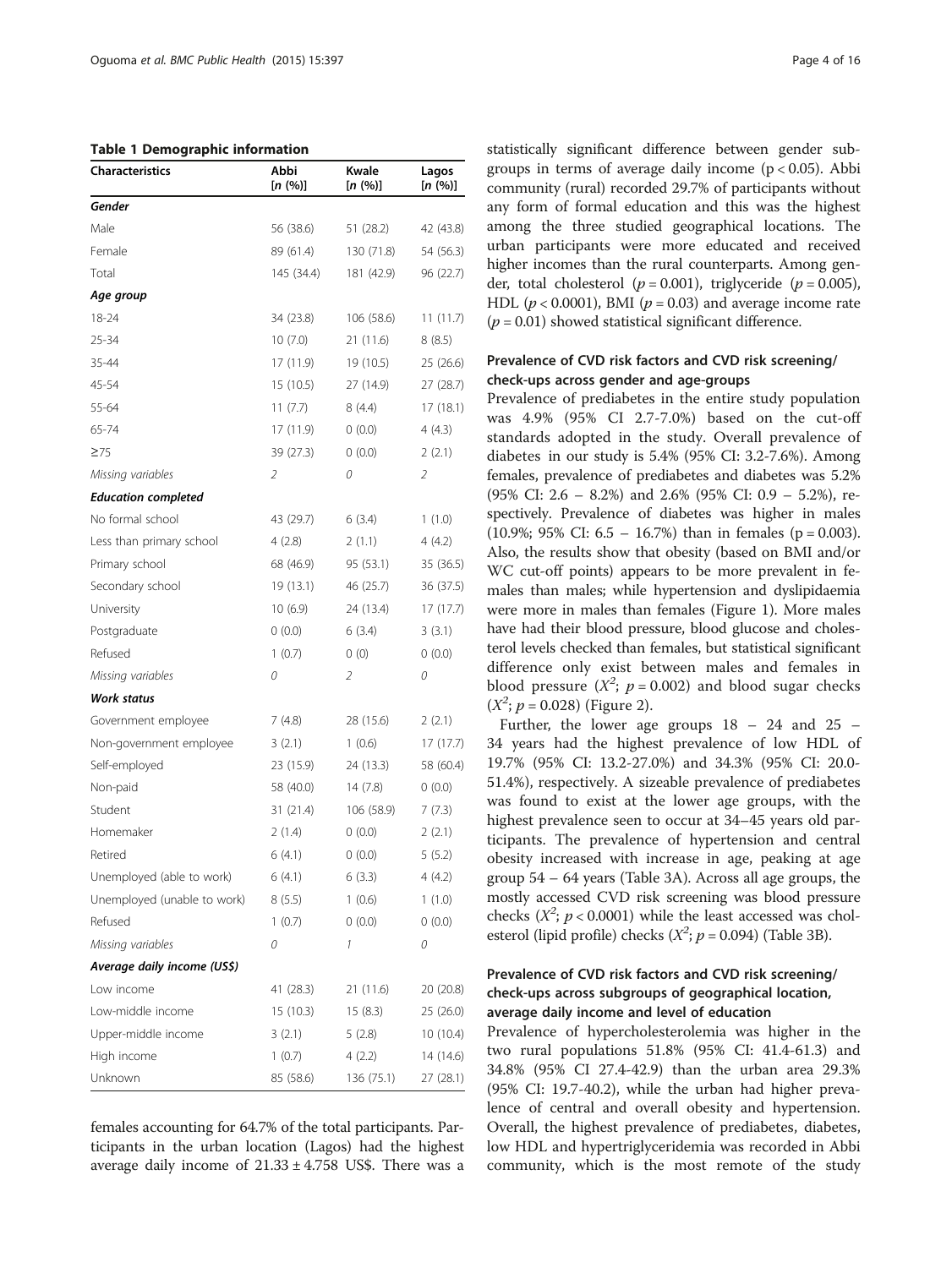**Table 1 Demographic information**

| Characteristics | Abbi [*n* (%)] | Kwale [*n* (%)] | Lagos [*n* (%)] |
|---|---|---|---|
| ***Gender*** | | | |
| Male | 56 (38.6) | 51 (28.2) | 42 (43.8) |
| Female | 89 (61.4) | 130 (71.8) | 54 (56.3) |
| Total | 145 (34.4) | 181 (42.9) | 96 (22.7) |
| ***Age group*** | | | |
| 18-24 | 34 (23.8) | 106 (58.6) | 11 (11.7) |
| 25-34 | 10 (7.0) | 21 (11.6) | 8 (8.5) |
| 35-44 | 17 (11.9) | 19 (10.5) | 25 (26.6) |
| 45-54 | 15 (10.5) | 27 (14.9) | 27 (28.7) |
| 55-64 | 11 (7.7) | 8 (4.4) | 17 (18.1) |
| 65-74 | 17 (11.9) | 0 (0.0) | 4 (4.3) |
| ≥75 | 39 (27.3) | 0 (0.0) | 2 (2.1) |
| *Missing variables* | *2* | *0* | *2* |
| ***Education completed*** | | | |
| No formal school | 43 (29.7) | 6 (3.4) | 1 (1.0) |
| Less than primary school | 4 (2.8) | 2 (1.1) | 4 (4.2) |
| Primary school | 68 (46.9) | 95 (53.1) | 35 (36.5) |
| Secondary school | 19 (13.1) | 46 (25.7) | 36 (37.5) |
| University | 10 (6.9) | 24 (13.4) | 17 (17.7) |
| Postgraduate | 0 (0.0) | 6 (3.4) | 3 (3.1) |
| Refused | 1 (0.7) | 0 (0) | 0 (0.0) |
| *Missing variables* | *0* | *2* | *0* |
| ***Work status*** | | | |
| Government employee | 7 (4.8) | 28 (15.6) | 2 (2.1) |
| Non-government employee | 3 (2.1) | 1 (0.6) | 17 (17.7) |
| Self-employed | 23 (15.9) | 24 (13.3) | 58 (60.4) |
| Non-paid | 58 (40.0) | 14 (7.8) | 0 (0.0) |
| Student | 31 (21.4) | 106 (58.9) | 7 (7.3) |
| Homemaker | 2 (1.4) | 0 (0.0) | 2 (2.1) |
| Retired | 6 (4.1) | 0 (0.0) | 5 (5.2) |
| Unemployed (able to work) | 6 (4.1) | 6 (3.3) | 4 (4.2) |
| Unemployed (unable to work) | 8 (5.5) | 1 (0.6) | 1 (1.0) |
| Refused | 1 (0.7) | 0 (0.0) | 0 (0.0) |
| *Missing variables* | *0* | *1* | *0* |
| ***Average daily income (US$)*** | | | |
| Low income | 41 (28.3) | 21 (11.6) | 20 (20.8) |
| Low-middle income | 15 (10.3) | 15 (8.3) | 25 (26.0) |
| Upper-middle income | 3 (2.1) | 5 (2.8) | 10 (10.4) |
| High income | 1 (0.7) | 4 (2.2) | 14 (14.6) |
| Unknown | 85 (58.6) | 136 (75.1) | 27 (28.1) |

females accounting for 64.7% of the total participants. Participants in the urban location (Lagos) had the highest average daily income of 21.33 ± 4.758 US$. There was a statistically significant difference between gender subgroups in terms of average daily income ($p < 0.05$). Abbi community (rural) recorded 29.7% of participants without any form of formal education and this was the highest among the three studied geographical locations. The urban participants were more educated and received higher incomes than the rural counterparts. Among gender, total cholesterol ($p = 0.001$), triglyceride ($p = 0.005$), HDL ($p < 0.0001$), BMI ($p = 0.03$) and average income rate ($p = 0.01$) showed statistical significant difference.

### Prevalence of CVD risk factors and CVD risk screening/check-ups across gender and age-groups

Prevalence of prediabetes in the entire study population was 4.9% (95% CI 2.7-7.0%) based on the cut-off standards adopted in the study. Overall prevalence of diabetes in our study is 5.4% (95% CI: 3.2-7.6%). Among females, prevalence of prediabetes and diabetes was 5.2% (95% CI: 2.6 – 8.2%) and 2.6% (95% CI: 0.9 – 5.2%), respectively. Prevalence of diabetes was higher in males (10.9%; 95% CI: 6.5 – 16.7%) than in females ($p = 0.003$). Also, the results show that obesity (based on BMI and/or WC cut-off points) appears to be more prevalent in females than males; while hypertension and dyslipidaemia were more in males than females (Figure 1). More males have had their blood pressure, blood glucose and cholesterol levels checked than females, but statistical significant difference only exist between males and females in blood pressure ($X^2$; $p = 0.002$) and blood sugar checks ($X^2$; $p = 0.028$) (Figure 2).

Further, the lower age groups 18 – 24 and 25 – 34 years had the highest prevalence of low HDL of 19.7% (95% CI: 13.2-27.0%) and 34.3% (95% CI: 20.0-51.4%), respectively. A sizeable prevalence of prediabetes was found to exist at the lower age groups, with the highest prevalence seen to occur at 34–45 years old participants. The prevalence of hypertension and central obesity increased with increase in age, peaking at age group 54 – 64 years (Table 3A). Across all age groups, the mostly accessed CVD risk screening was blood pressure checks ($X^2$; $p < 0.0001$) while the least accessed was cholesterol (lipid profile) checks ($X^2$; $p = 0.094$) (Table 3B).

### Prevalence of CVD risk factors and CVD risk screening/check-ups across subgroups of geographical location, average daily income and level of education

Prevalence of hypercholesterolemia was higher in the two rural populations 51.8% (95% CI: 41.4-61.3) and 34.8% (95% CI 27.4-42.9) than the urban area 29.3% (95% CI: 19.7-40.2), while the urban had higher prevalence of central and overall obesity and hypertension. Overall, the highest prevalence of prediabetes, diabetes, low HDL and hypertriglyceridemia was recorded in Abbi community, which is the most remote of the study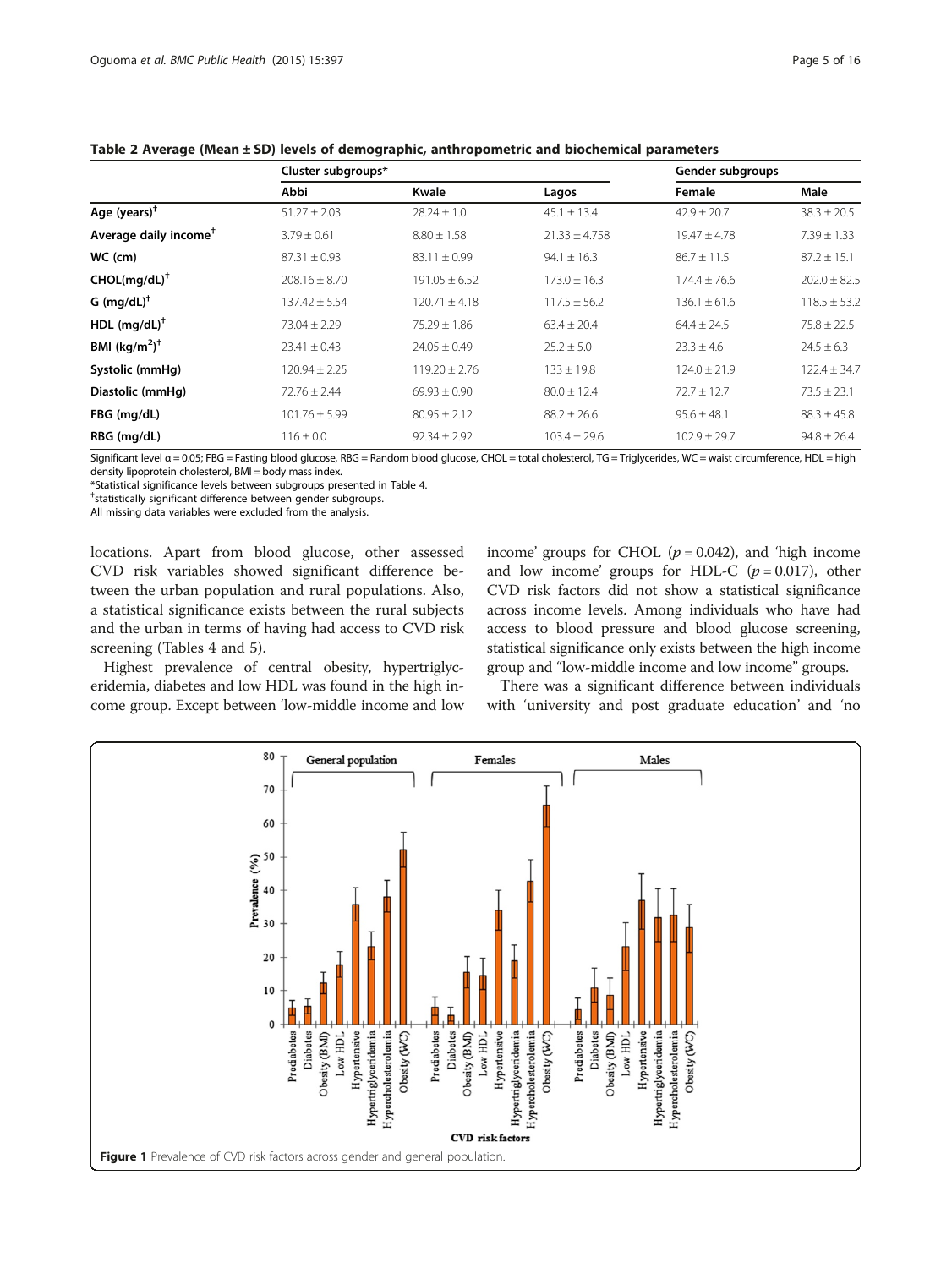**Table 2 Average (Mean ± SD) levels of demographic, anthropometric and biochemical parameters**

| | Cluster subgroups* | | | Gender subgroups | |
|---|---|---|---|---|---|
| | Abbi | Kwale | Lagos | Female | Male |
| Age (years)[†] | 51.27 ± 2.03 | 28.24 ± 1.0 | 45.1 ± 13.4 | 42.9 ± 20.7 | 38.3 ± 20.5 |
| Average daily income[†] | 3.79 ± 0.61 | 8.80 ± 1.58 | 21.33 ± 4.758 | 19.47 ± 4.78 | 7.39 ± 1.33 |
| WC (cm) | 87.31 ± 0.93 | 83.11 ± 0.99 | 94.1 ± 16.3 | 86.7 ± 11.5 | 87.2 ± 15.1 |
| CHOL(mg/dL)[†] | 208.16 ± 8.70 | 191.05 ± 6.52 | 173.0 ± 16.3 | 174.4 ± 76.6 | 202.0 ± 82.5 |
| G (mg/dL)[†] | 137.42 ± 5.54 | 120.71 ± 4.18 | 117.5 ± 56.2 | 136.1 ± 61.6 | 118.5 ± 53.2 |
| HDL (mg/dL)[†] | 73.04 ± 2.29 | 75.29 ± 1.86 | 63.4 ± 20.4 | 64.4 ± 24.5 | 75.8 ± 22.5 |
| BMI ($kg/m^2$)[†] | 23.41 ± 0.43 | 24.05 ± 0.49 | 25.2 ± 5.0 | 23.3 ± 4.6 | 24.5 ± 6.3 |
| Systolic (mmHg) | 120.94 ± 2.25 | 119.20 ± 2.76 | 133 ± 19.8 | 124.0 ± 21.9 | 122.4 ± 34.7 |
| Diastolic (mmHg) | 72.76 ± 2.44 | 69.93 ± 0.90 | 80.0 ± 12.4 | 72.7 ± 12.7 | 73.5 ± 23.1 |
| FBG (mg/dL) | 101.76 ± 5.99 | 80.95 ± 2.12 | 88.2 ± 26.6 | 95.6 ± 48.1 | 88.3 ± 45.8 |
| RBG (mg/dL) | 116 ± 0.0 | 92.34 ± 2.92 | 103.4 ± 29.6 | 102.9 ± 29.7 | 94.8 ± 26.4 |

Significant level α = 0.05; FBG = Fasting blood glucose, RBG = Random blood glucose, CHOL = total cholesterol, TG = Triglycerides, WC = waist circumference, HDL = high density lipoprotein cholesterol, BMI = body mass index.
*Statistical significance levels between subgroups presented in Table 4.
[†]statistically significant difference between gender subgroups.
All missing data variables were excluded from the analysis.

locations. Apart from blood glucose, other assessed CVD risk variables showed significant difference between the urban population and rural populations. Also, a statistical significance exists between the rural subjects and the urban in terms of having had access to CVD risk screening (Tables 4 and 5).

Highest prevalence of central obesity, hypertriglyceridemia, diabetes and low HDL was found in the high income group. Except between 'low-middle income and low income' groups for CHOL ($p = 0.042$), and 'high income and low income' groups for HDL-C ($p = 0.017$), other CVD risk factors did not show a statistical significance across income levels. Among individuals who have had access to blood pressure and blood glucose screening, statistical significance only exists between the high income group and "low-middle income and low income" groups.

There was a significant difference between individuals with 'university and post graduate education' and 'no

Figure 1 Prevalence of CVD risk factors across gender and general population.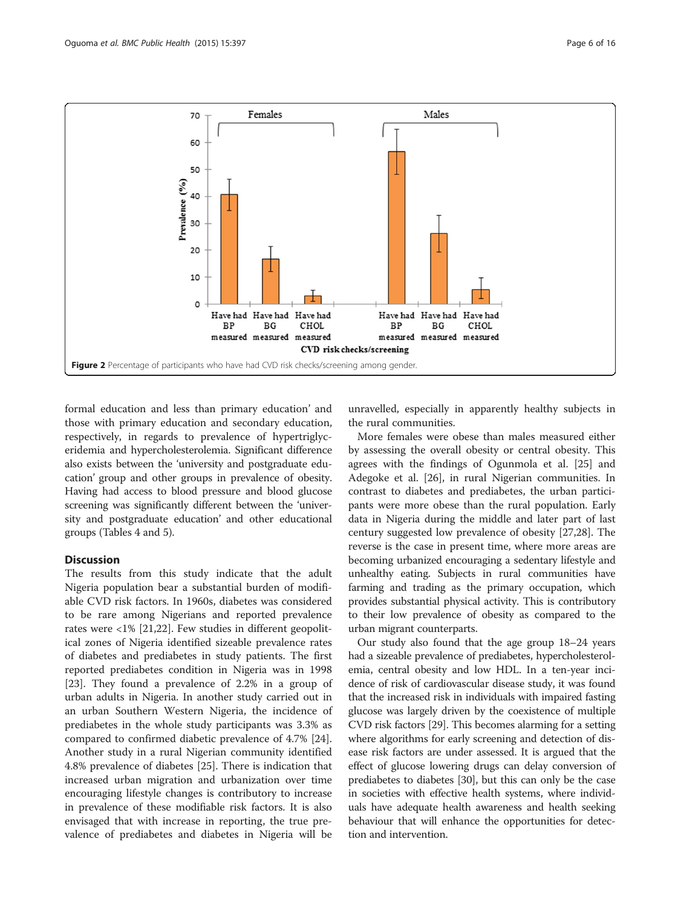Figure 2 Percentage of participants who have had CVD risk checks/screening among gender.

formal education and less than primary education' and those with primary education and secondary education, respectively, in regards to prevalence of hypertriglyceridemia and hypercholesterolemia. Significant difference also exists between the 'university and postgraduate education' group and other groups in prevalence of obesity. Having had access to blood pressure and blood glucose screening was significantly different between the 'university and postgraduate education' and other educational groups (Tables 4 and 5).

## Discussion

The results from this study indicate that the adult Nigeria population bear a substantial burden of modifiable CVD risk factors. In 1960s, diabetes was considered to be rare among Nigerians and reported prevalence rates were <1% [21,22]. Few studies in different geopolitical zones of Nigeria identified sizeable prevalence rates of diabetes and prediabetes in study patients. The first reported prediabetes condition in Nigeria was in 1998 [23]. They found a prevalence of 2.2% in a group of urban adults in Nigeria. In another study carried out in an urban Southern Western Nigeria, the incidence of prediabetes in the whole study participants was 3.3% as compared to confirmed diabetic prevalence of 4.7% [24]. Another study in a rural Nigerian community identified 4.8% prevalence of diabetes [25]. There is indication that increased urban migration and urbanization over time encouraging lifestyle changes is contributory to increase in prevalence of these modifiable risk factors. It is also envisaged that with increase in reporting, the true prevalence of prediabetes and diabetes in Nigeria will be unravelled, especially in apparently healthy subjects in the rural communities.

More females were obese than males measured either by assessing the overall obesity or central obesity. This agrees with the findings of Ogunmola et al. [25] and Adegoke et al. [26], in rural Nigerian communities. In contrast to diabetes and prediabetes, the urban participants were more obese than the rural population. Early data in Nigeria during the middle and later part of last century suggested low prevalence of obesity [27,28]. The reverse is the case in present time, where more areas are becoming urbanized encouraging a sedentary lifestyle and unhealthy eating. Subjects in rural communities have farming and trading as the primary occupation, which provides substantial physical activity. This is contributory to their low prevalence of obesity as compared to the urban migrant counterparts.

Our study also found that the age group 18–24 years had a sizeable prevalence of prediabetes, hypercholesterolemia, central obesity and low HDL. In a ten-year incidence of risk of cardiovascular disease study, it was found that the increased risk in individuals with impaired fasting glucose was largely driven by the coexistence of multiple CVD risk factors [29]. This becomes alarming for a setting where algorithms for early screening and detection of disease risk factors are under assessed. It is argued that the effect of glucose lowering drugs can delay conversion of prediabetes to diabetes [30], but this can only be the case in societies with effective health systems, where individuals have adequate health awareness and health seeking behaviour that will enhance the opportunities for detection and intervention.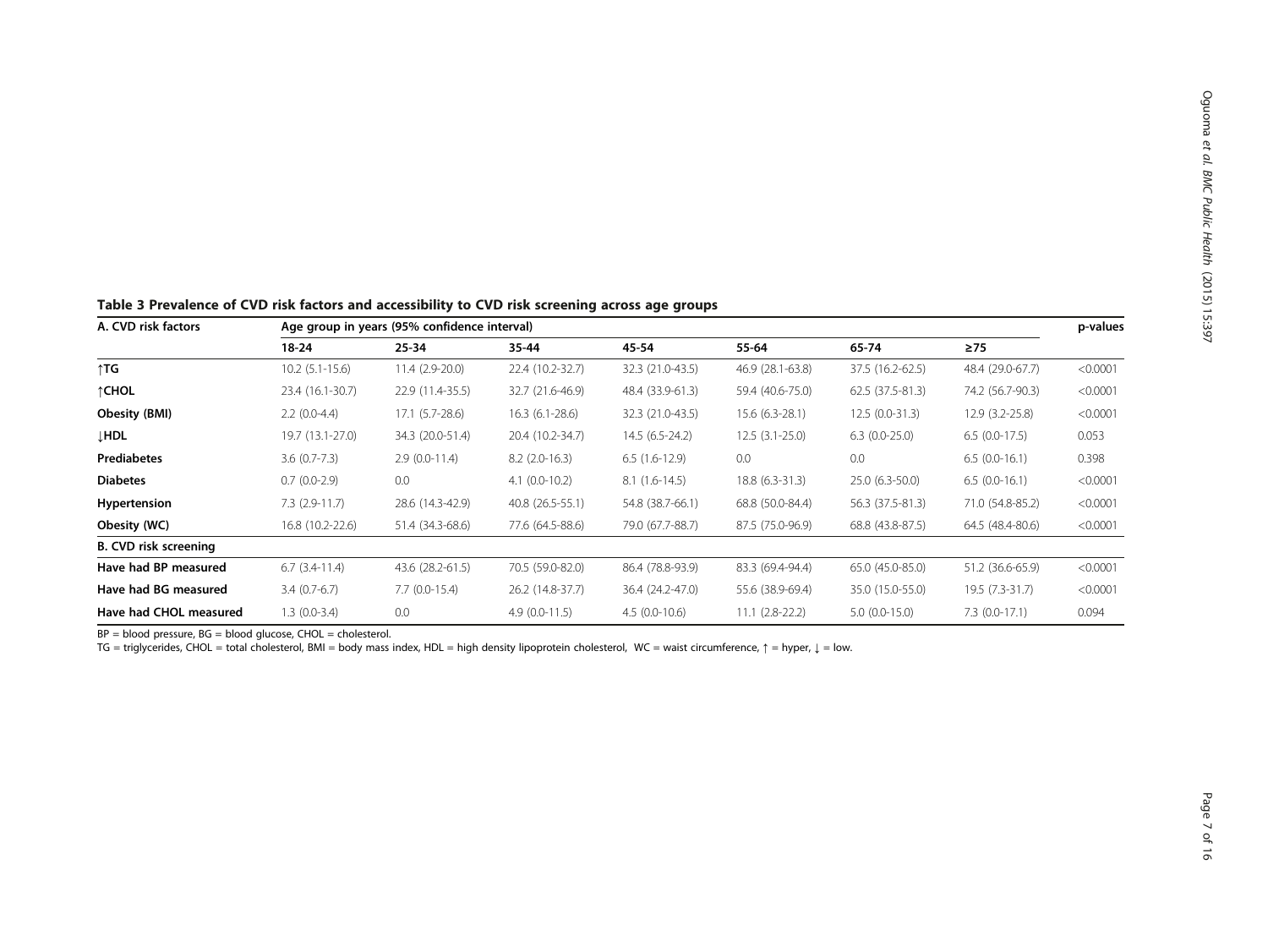**Table 3 Prevalence of CVD risk factors and accessibility to CVD risk screening across age groups**

| A. CVD risk factors | Age group in years (95% confidence interval) | | | | | | | p-values |
|---|---|---|---|---|---|---|---|---|
| | 18-24 | 25-34 | 35-44 | 45-54 | 55-64 | 65-74 | ≥75 | |
| **↑TG** | 10.2 (5.1-15.6) | 11.4 (2.9-20.0) | 22.4 (10.2-32.7) | 32.3 (21.0-43.5) | 46.9 (28.1-63.8) | 37.5 (16.2-62.5) | 48.4 (29.0-67.7) | <0.0001 |
| **↑CHOL** | 23.4 (16.1-30.7) | 22.9 (11.4-35.5) | 32.7 (21.6-46.9) | 48.4 (33.9-61.3) | 59.4 (40.6-75.0) | 62.5 (37.5-81.3) | 74.2 (56.7-90.3) | <0.0001 |
| **Obesity (BMI)** | 2.2 (0.0-4.4) | 17.1 (5.7-28.6) | 16.3 (6.1-28.6) | 32.3 (21.0-43.5) | 15.6 (6.3-28.1) | 12.5 (0.0-31.3) | 12.9 (3.2-25.8) | <0.0001 |
| **↓HDL** | 19.7 (13.1-27.0) | 34.3 (20.0-51.4) | 20.4 (10.2-34.7) | 14.5 (6.5-24.2) | 12.5 (3.1-25.0) | 6.3 (0.0-25.0) | 6.5 (0.0-17.5) | 0.053 |
| **Prediabetes** | 3.6 (0.7-7.3) | 2.9 (0.0-11.4) | 8.2 (2.0-16.3) | 6.5 (1.6-12.9) | 0.0 | 0.0 | 6.5 (0.0-16.1) | 0.398 |
| **Diabetes** | 0.7 (0.0-2.9) | 0.0 | 4.1 (0.0-10.2) | 8.1 (1.6-14.5) | 18.8 (6.3-31.3) | 25.0 (6.3-50.0) | 6.5 (0.0-16.1) | <0.0001 |
| **Hypertension** | 7.3 (2.9-11.7) | 28.6 (14.3-42.9) | 40.8 (26.5-55.1) | 54.8 (38.7-66.1) | 68.8 (50.0-84.4) | 56.3 (37.5-81.3) | 71.0 (54.8-85.2) | <0.0001 |
| **Obesity (WC)** | 16.8 (10.2-22.6) | 51.4 (34.3-68.6) | 77.6 (64.5-88.6) | 79.0 (67.7-88.7) | 87.5 (75.0-96.9) | 68.8 (43.8-87.5) | 64.5 (48.4-80.6) | <0.0001 |
| **B. CVD risk screening** | | | | | | | | |
| **Have had BP measured** | 6.7 (3.4-11.4) | 43.6 (28.2-61.5) | 70.5 (59.0-82.0) | 86.4 (78.8-93.9) | 83.3 (69.4-94.4) | 65.0 (45.0-85.0) | 51.2 (36.6-65.9) | <0.0001 |
| **Have had BG measured** | 3.4 (0.7-6.7) | 7.7 (0.0-15.4) | 26.2 (14.8-37.7) | 36.4 (24.2-47.0) | 55.6 (38.9-69.4) | 35.0 (15.0-55.0) | 19.5 (7.3-31.7) | <0.0001 |
| **Have had CHOL measured** | 1.3 (0.0-3.4) | 0.0 | 4.9 (0.0-11.5) | 4.5 (0.0-10.6) | 11.1 (2.8-22.2) | 5.0 (0.0-15.0) | 7.3 (0.0-17.1) | 0.094 |

BP = blood pressure, BG = blood glucose, CHOL = cholesterol.
TG = triglycerides, CHOL = total cholesterol, BMI = body mass index, HDL = high density lipoprotein cholesterol, WC = waist circumference, ↑ = hyper, ↓ = low.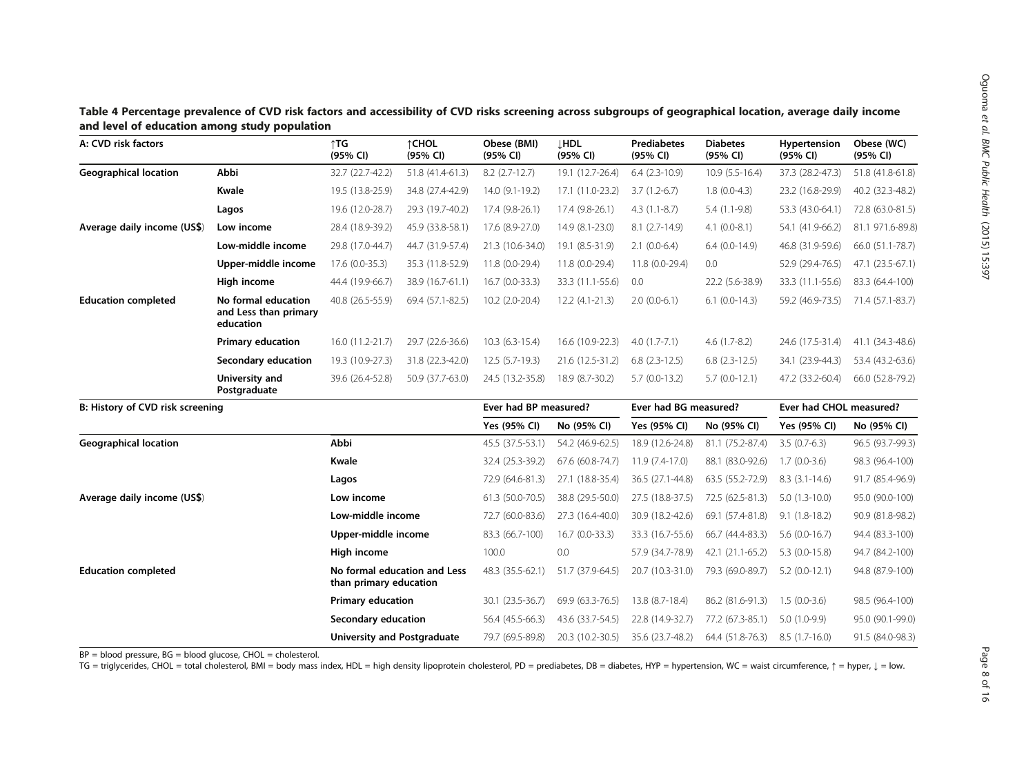**Table 4 Percentage prevalence of CVD risk factors and accessibility of CVD risks screening across subgroups of geographical location, average daily income and level of education among study population**

| A: CVD risk factors | | ↑TG (95% CI) | ↑CHOL (95% CI) | Obese (BMI) (95% CI) | ↓HDL (95% CI) | Prediabetes (95% CI) | Diabetes (95% CI) | Hypertension (95% CI) | Obese (WC) (95% CI) |
|---|---|---|---|---|---|---|---|---|---|
| **Geographical location** | **Abbi** | 32.7 (22.7-42.2) | 51.8 (41.4-61.3) | 8.2 (2.7-12.7) | 19.1 (12.7-26.4) | 6.4 (2.3-10.9) | 10.9 (5.5-16.4) | 37.3 (28.2-47.3) | 51.8 (41.8-61.8) |
| | **Kwale** | 19.5 (13.8-25.9) | 34.8 (27.4-42.9) | 14.0 (9.1-19.2) | 17.1 (11.0-23.2) | 3.7 (1.2-6.7) | 1.8 (0.0-4.3) | 23.2 (16.8-29.9) | 40.2 (32.3-48.2) |
| | **Lagos** | 19.6 (12.0-28.7) | 29.3 (19.7-40.2) | 17.4 (9.8-26.1) | 17.4 (9.8-26.1) | 4.3 (1.1-8.7) | 5.4 (1.1-9.8) | 53.3 (43.0-64.1) | 72.8 (63.0-81.5) |
| **Average daily income (US$)** | **Low income** | 28.4 (18.9-39.2) | 45.9 (33.8-58.1) | 17.6 (8.9-27.0) | 14.9 (8.1-23.0) | 8.1 (2.7-14.9) | 4.1 (0.0-8.1) | 54.1 (41.9-66.2) | 81.1 971.6-89.8) |
| | **Low-middle income** | 29.8 (17.0-44.7) | 44.7 (31.9-57.4) | 21.3 (10.6-34.0) | 19.1 (8.5-31.9) | 2.1 (0.0-6.4) | 6.4 (0.0-14.9) | 46.8 (31.9-59.6) | 66.0 (51.1-78.7) |
| | **Upper-middle income** | 17.6 (0.0-35.3) | 35.3 (11.8-52.9) | 11.8 (0.0-29.4) | 11.8 (0.0-29.4) | 11.8 (0.0-29.4) | 0.0 | 52.9 (29.4-76.5) | 47.1 (23.5-67.1) |
| | **High income** | 44.4 (19.9-66.7) | 38.9 (16.7-61.1) | 16.7 (0.0-33.3) | 33.3 (11.1-55.6) | 0.0 | 22.2 (5.6-38.9) | 33.3 (11.1-55.6) | 83.3 (64.4-100) |
| **Education completed** | **No formal education and Less than primary education** | 40.8 (26.5-55.9) | 69.4 (57.1-82.5) | 10.2 (2.0-20.4) | 12.2 (4.1-21.3) | 2.0 (0.0-6.1) | 6.1 (0.0-14.3) | 59.2 (46.9-73.5) | 71.4 (57.1-83.7) |
| | **Primary education** | 16.0 (11.2-21.7) | 29.7 (22.6-36.6) | 10.3 (6.3-15.4) | 16.6 (10.9-22.3) | 4.0 (1.7-7.1) | 4.6 (1.7-8.2) | 24.6 (17.5-31.4) | 41.1 (34.3-48.6) |
| | **Secondary education** | 19.3 (10.9-27.3) | 31.8 (22.3-42.0) | 12.5 (5.7-19.3) | 21.6 (12.5-31.2) | 6.8 (2.3-12.5) | 6.8 (2.3-12.5) | 34.1 (23.9-44.3) | 53.4 (43.2-63.6) |
| | **University and Postgraduate** | 39.6 (26.4-52.8) | 50.9 (37.7-63.0) | 24.5 (13.2-35.8) | 18.9 (8.7-30.2) | 5.7 (0.0-13.2) | 5.7 (0.0-12.1) | 47.2 (33.2-60.4) | 66.0 (52.8-79.2) |

| B: History of CVD risk screening | | Ever had BP measured? | | Ever had BG measured? | | Ever had CHOL measured? | |
|---|---|---|---|---|---|---|---|
| | | Yes (95% CI) | No (95% CI) | Yes (95% CI) | No (95% CI) | Yes (95% CI) | No (95% CI) |
| **Geographical location** | **Abbi** | 45.5 (37.5-53.1) | 54.2 (46.9-62.5) | 18.9 (12.6-24.8) | 81.1 (75.2-87.4) | 3.5 (0.7-6.3) | 96.5 (93.7-99.3) |
| | **Kwale** | 32.4 (25.3-39.2) | 67.6 (60.8-74.7) | 11.9 (7.4-17.0) | 88.1 (83.0-92.6) | 1.7 (0.0-3.6) | 98.3 (96.4-100) |
| | **Lagos** | 72.9 (64.6-81.3) | 27.1 (18.8-35.4) | 36.5 (27.1-44.8) | 63.5 (55.2-72.9) | 8.3 (3.1-14.6) | 91.7 (85.4-96.9) |
| **Average daily income (US$)** | **Low income** | 61.3 (50.0-70.5) | 38.8 (29.5-50.0) | 27.5 (18.8-37.5) | 72.5 (62.5-81.3) | 5.0 (1.3-10.0) | 95.0 (90.0-100) |
| | **Low-middle income** | 72.7 (60.0-83.6) | 27.3 (16.4-40.0) | 30.9 (18.2-42.6) | 69.1 (57.4-81.8) | 9.1 (1.8-18.2) | 90.9 (81.8-98.2) |
| | **Upper-middle income** | 83.3 (66.7-100) | 16.7 (0.0-33.3) | 33.3 (16.7-55.6) | 66.7 (44.4-83.3) | 5.6 (0.0-16.7) | 94.4 (83.3-100) |
| | **High income** | 100.0 | 0.0 | 57.9 (34.7-78.9) | 42.1 (21.1-65.2) | 5.3 (0.0-15.8) | 94.7 (84.2-100) |
| **Education completed** | **No formal education and Less than primary education** | 48.3 (35.5-62.1) | 51.7 (37.9-64.5) | 20.7 (10.3-31.0) | 79.3 (69.0-89.7) | 5.2 (0.0-12.1) | 94.8 (87.9-100) |
| | **Primary education** | 30.1 (23.5-36.7) | 69.9 (63.3-76.5) | 13.8 (8.7-18.4) | 86.2 (81.6-91.3) | 1.5 (0.0-3.6) | 98.5 (96.4-100) |
| | **Secondary education** | 56.4 (45.5-66.3) | 43.6 (33.7-54.5) | 22.8 (14.9-32.7) | 77.2 (67.3-85.1) | 5.0 (1.0-9.9) | 95.0 (90.1-99.0) |
| | **University and Postgraduate** | 79.7 (69.5-89.8) | 20.3 (10.2-30.5) | 35.6 (23.7-48.2) | 64.4 (51.8-76.3) | 8.5 (1.7-16.0) | 91.5 (84.0-98.3) |

BP = blood pressure, BG = blood glucose, CHOL = cholesterol.

TG = triglycerides, CHOL = total cholesterol, BMI = body mass index, HDL = high density lipoprotein cholesterol, PD = prediabetes, DB = diabetes, HYP = hypertension, WC = waist circumference, ↑ = hyper, ↓ = low.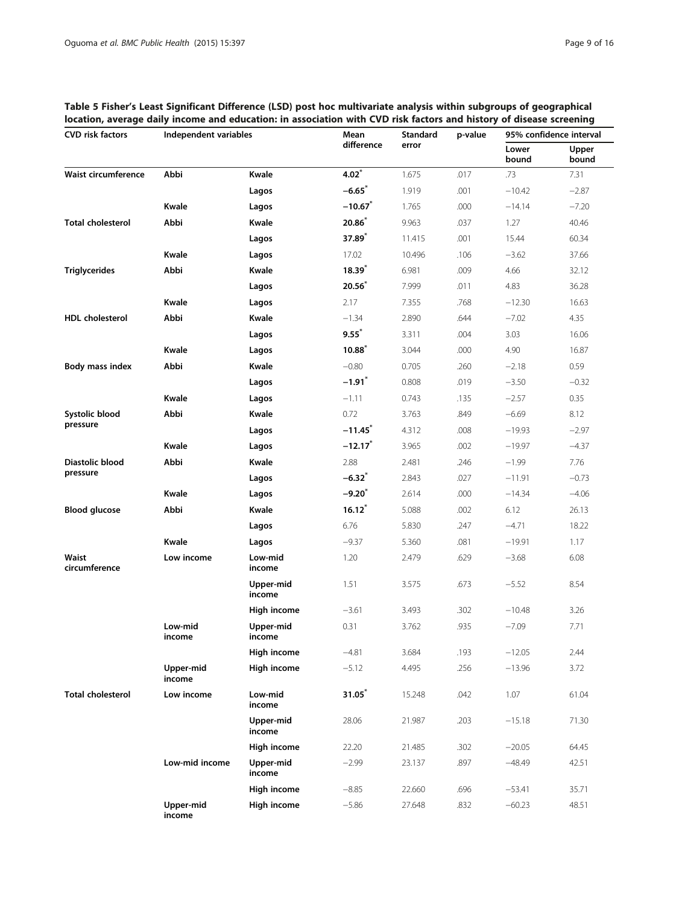**Table 5 Fisher's Least Significant Difference (LSD) post hoc multivariate analysis within subgroups of geographical location, average daily income and education: in association with CVD risk factors and history of disease screening**

| CVD risk factors | Independent variables | | Mean difference | Standard error | p-value | 95% confidence interval | |
|---|---|---|---|---|---|---|---|
| | | | | | | Lower bound | Upper bound |
| **Waist circumference** | **Abbi** | **Kwale** | **4.02*** | 1.675 | .017 | .73 | 7.31 |
| | | **Lagos** | **−6.65*** | 1.919 | .001 | −10.42 | −2.87 |
| | **Kwale** | **Lagos** | **−10.67*** | 1.765 | .000 | −14.14 | −7.20 |
| **Total cholesterol** | **Abbi** | **Kwale** | **20.86*** | 9.963 | .037 | 1.27 | 40.46 |
| | | **Lagos** | **37.89*** | 11.415 | .001 | 15.44 | 60.34 |
| | **Kwale** | **Lagos** | 17.02 | 10.496 | .106 | −3.62 | 37.66 |
| **Triglycerides** | **Abbi** | **Kwale** | **18.39*** | 6.981 | .009 | 4.66 | 32.12 |
| | | **Lagos** | **20.56*** | 7.999 | .011 | 4.83 | 36.28 |
| | **Kwale** | **Lagos** | 2.17 | 7.355 | .768 | −12.30 | 16.63 |
| **HDL cholesterol** | **Abbi** | **Kwale** | −1.34 | 2.890 | .644 | −7.02 | 4.35 |
| | | **Lagos** | **9.55*** | 3.311 | .004 | 3.03 | 16.06 |
| | **Kwale** | **Lagos** | **10.88*** | 3.044 | .000 | 4.90 | 16.87 |
| **Body mass index** | **Abbi** | **Kwale** | −0.80 | 0.705 | .260 | −2.18 | 0.59 |
| | | **Lagos** | **−1.91*** | 0.808 | .019 | −3.50 | −0.32 |
| | **Kwale** | **Lagos** | −1.11 | 0.743 | .135 | −2.57 | 0.35 |
| **Systolic blood pressure** | **Abbi** | **Kwale** | 0.72 | 3.763 | .849 | −6.69 | 8.12 |
| | | **Lagos** | **−11.45*** | 4.312 | .008 | −19.93 | −2.97 |
| | **Kwale** | **Lagos** | **−12.17*** | 3.965 | .002 | −19.97 | −4.37 |
| **Diastolic blood pressure** | **Abbi** | **Kwale** | 2.88 | 2.481 | .246 | −1.99 | 7.76 |
| | | **Lagos** | **−6.32*** | 2.843 | .027 | −11.91 | −0.73 |
| | **Kwale** | **Lagos** | **−9.20*** | 2.614 | .000 | −14.34 | −4.06 |
| **Blood glucose** | **Abbi** | **Kwale** | **16.12*** | 5.088 | .002 | 6.12 | 26.13 |
| | | **Lagos** | 6.76 | 5.830 | .247 | −4.71 | 18.22 |
| | **Kwale** | **Lagos** | −9.37 | 5.360 | .081 | −19.91 | 1.17 |
| **Waist circumference** | **Low income** | **Low-mid income** | 1.20 | 2.479 | .629 | −3.68 | 6.08 |
| | | **Upper-mid income** | 1.51 | 3.575 | .673 | −5.52 | 8.54 |
| | | **High income** | −3.61 | 3.493 | .302 | −10.48 | 3.26 |
| | **Low-mid income** | **Upper-mid income** | 0.31 | 3.762 | .935 | −7.09 | 7.71 |
| | | **High income** | −4.81 | 3.684 | .193 | −12.05 | 2.44 |
| | **Upper-mid income** | **High income** | −5.12 | 4.495 | .256 | −13.96 | 3.72 |
| **Total cholesterol** | **Low income** | **Low-mid income** | **31.05*** | 15.248 | .042 | 1.07 | 61.04 |
| | | **Upper-mid income** | 28.06 | 21.987 | .203 | −15.18 | 71.30 |
| | | **High income** | 22.20 | 21.485 | .302 | −20.05 | 64.45 |
| | **Low-mid income** | **Upper-mid income** | −2.99 | 23.137 | .897 | −48.49 | 42.51 |
| | | **High income** | −8.85 | 22.660 | .696 | −53.41 | 35.71 |
| | **Upper-mid income** | **High income** | −5.86 | 27.648 | .832 | −60.23 | 48.51 |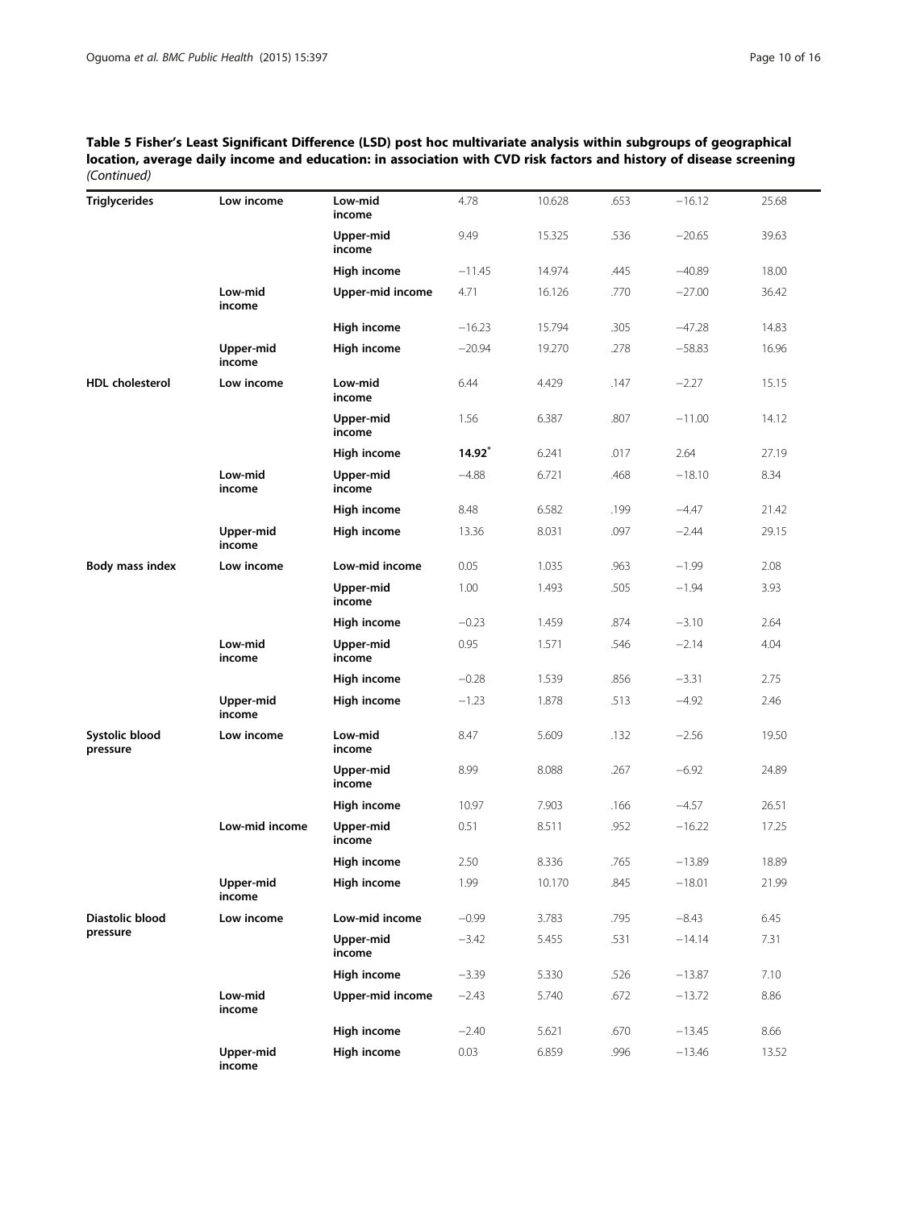**Table 5 Fisher's Least Significant Difference (LSD) post hoc multivariate analysis within subgroups of geographical location, average daily income and education: in association with CVD risk factors and history of disease screening** *(Continued)*

| | | | | | | | |
|---|---|---|---|---|---|---|---|
| **Triglycerides** | **Low income** | **Low-mid income** | 4.78 | 10.628 | .653 | −16.12 | 25.68 |
| | | **Upper-mid income** | 9.49 | 15.325 | .536 | −20.65 | 39.63 |
| | | **High income** | −11.45 | 14.974 | .445 | −40.89 | 18.00 |
| | **Low-mid income** | **Upper-mid income** | 4.71 | 16.126 | .770 | −27.00 | 36.42 |
| | | **High income** | −16.23 | 15.794 | .305 | −47.28 | 14.83 |
| | **Upper-mid income** | **High income** | −20.94 | 19.270 | .278 | −58.83 | 16.96 |
| **HDL cholesterol** | **Low income** | **Low-mid income** | 6.44 | 4.429 | .147 | −2.27 | 15.15 |
| | | **Upper-mid income** | 1.56 | 6.387 | .807 | −11.00 | 14.12 |
| | | **High income** | **14.92**[*] | 6.241 | .017 | 2.64 | 27.19 |
| | **Low-mid income** | **Upper-mid income** | −4.88 | 6.721 | .468 | −18.10 | 8.34 |
| | | **High income** | 8.48 | 6.582 | .199 | −4.47 | 21.42 |
| | **Upper-mid income** | **High income** | 13.36 | 8.031 | .097 | −2.44 | 29.15 |
| **Body mass index** | **Low income** | **Low-mid income** | 0.05 | 1.035 | .963 | −1.99 | 2.08 |
| | | **Upper-mid income** | 1.00 | 1.493 | .505 | −1.94 | 3.93 |
| | | **High income** | −0.23 | 1.459 | .874 | −3.10 | 2.64 |
| | **Low-mid income** | **Upper-mid income** | 0.95 | 1.571 | .546 | −2.14 | 4.04 |
| | | **High income** | −0.28 | 1.539 | .856 | −3.31 | 2.75 |
| | **Upper-mid income** | **High income** | −1.23 | 1.878 | .513 | −4.92 | 2.46 |
| **Systolic blood pressure** | **Low income** | **Low-mid income** | 8.47 | 5.609 | .132 | −2.56 | 19.50 |
| | | **Upper-mid income** | 8.99 | 8.088 | .267 | −6.92 | 24.89 |
| | | **High income** | 10.97 | 7.903 | .166 | −4.57 | 26.51 |
| | **Low-mid income** | **Upper-mid income** | 0.51 | 8.511 | .952 | −16.22 | 17.25 |
| | | **High income** | 2.50 | 8.336 | .765 | −13.89 | 18.89 |
| | **Upper-mid income** | **High income** | 1.99 | 10.170 | .845 | −18.01 | 21.99 |
| **Diastolic blood pressure** | **Low income** | **Low-mid income** | −0.99 | 3.783 | .795 | −8.43 | 6.45 |
| | | **Upper-mid income** | −3.42 | 5.455 | .531 | −14.14 | 7.31 |
| | | **High income** | −3.39 | 5.330 | .526 | −13.87 | 7.10 |
| | **Low-mid income** | **Upper-mid income** | −2.43 | 5.740 | .672 | −13.72 | 8.86 |
| | | **High income** | −2.40 | 5.621 | .670 | −13.45 | 8.66 |
| | **Upper-mid income** | **High income** | 0.03 | 6.859 | .996 | −13.46 | 13.52 |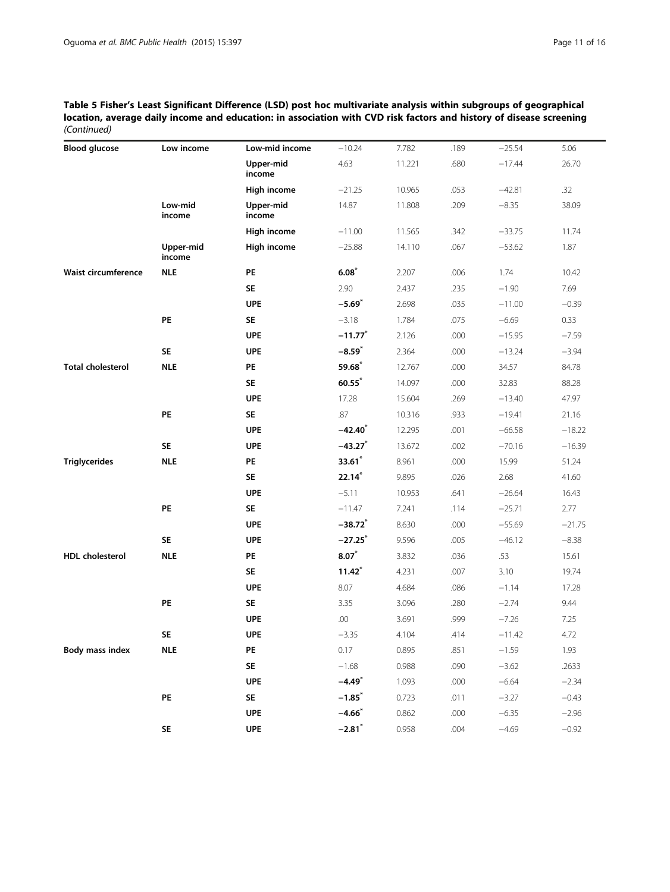**Table 5 Fisher's Least Significant Difference (LSD) post hoc multivariate analysis within subgroups of geographical location, average daily income and education: in association with CVD risk factors and history of disease screening** *(Continued)*

| | | | | | | | |
|---|---|---|---|---|---|---|---|
| **Blood glucose** | Low income | Low-mid income | −10.24 | 7.782 | .189 | −25.54 | 5.06 |
| | | Upper-mid income | 4.63 | 11.221 | .680 | −17.44 | 26.70 |
| | | High income | −21.25 | 10.965 | .053 | −42.81 | .32 |
| | Low-mid income | Upper-mid income | 14.87 | 11.808 | .209 | −8.35 | 38.09 |
| | | High income | −11.00 | 11.565 | .342 | −33.75 | 11.74 |
| | Upper-mid income | High income | −25.88 | 14.110 | .067 | −53.62 | 1.87 |
| **Waist circumference** | NLE | PE | **6.08*** | 2.207 | .006 | 1.74 | 10.42 |
| | | SE | 2.90 | 2.437 | .235 | −1.90 | 7.69 |
| | | UPE | **−5.69*** | 2.698 | .035 | −11.00 | −0.39 |
| | PE | SE | −3.18 | 1.784 | .075 | −6.69 | 0.33 |
| | | UPE | **−11.77*** | 2.126 | .000 | −15.95 | −7.59 |
| | SE | UPE | **−8.59*** | 2.364 | .000 | −13.24 | −3.94 |
| **Total cholesterol** | NLE | PE | **59.68*** | 12.767 | .000 | 34.57 | 84.78 |
| | | SE | **60.55*** | 14.097 | .000 | 32.83 | 88.28 |
| | | UPE | 17.28 | 15.604 | .269 | −13.40 | 47.97 |
| | PE | SE | .87 | 10.316 | .933 | −19.41 | 21.16 |
| | | UPE | **−42.40*** | 12.295 | .001 | −66.58 | −18.22 |
| | SE | UPE | **−43.27*** | 13.672 | .002 | −70.16 | −16.39 |
| **Triglycerides** | NLE | PE | **33.61*** | 8.961 | .000 | 15.99 | 51.24 |
| | | SE | **22.14*** | 9.895 | .026 | 2.68 | 41.60 |
| | | UPE | −5.11 | 10.953 | .641 | −26.64 | 16.43 |
| | PE | SE | −11.47 | 7.241 | .114 | −25.71 | 2.77 |
| | | UPE | **−38.72*** | 8.630 | .000 | −55.69 | −21.75 |
| | SE | UPE | **−27.25*** | 9.596 | .005 | −46.12 | −8.38 |
| **HDL cholesterol** | NLE | PE | **8.07*** | 3.832 | .036 | .53 | 15.61 |
| | | SE | **11.42*** | 4.231 | .007 | 3.10 | 19.74 |
| | | UPE | 8.07 | 4.684 | .086 | −1.14 | 17.28 |
| | PE | SE | 3.35 | 3.096 | .280 | −2.74 | 9.44 |
| | | UPE | .00 | 3.691 | .999 | −7.26 | 7.25 |
| | SE | UPE | −3.35 | 4.104 | .414 | −11.42 | 4.72 |
| **Body mass index** | NLE | PE | 0.17 | 0.895 | .851 | −1.59 | 1.93 |
| | | SE | −1.68 | 0.988 | .090 | −3.62 | .2633 |
| | | UPE | **−4.49*** | 1.093 | .000 | −6.64 | −2.34 |
| | PE | SE | **−1.85*** | 0.723 | .011 | −3.27 | −0.43 |
| | | UPE | **−4.66*** | 0.862 | .000 | −6.35 | −2.96 |
| | SE | UPE | **−2.81*** | 0.958 | .004 | −4.69 | −0.92 |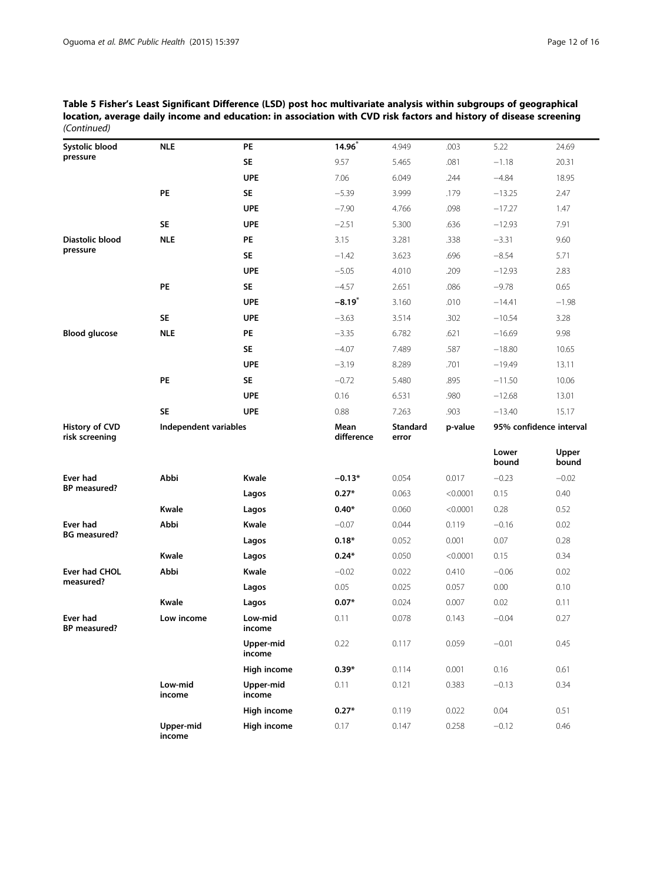**Table 5 Fisher's Least Significant Difference (LSD) post hoc multivariate analysis within subgroups of geographical location, average daily income and education: in association with CVD risk factors and history of disease screening** *(Continued)*

| | | | | | | | |
|---|---|---|---|---|---|---|---|
| **Systolic blood pressure** | **NLE** | **PE** | **14.96*** | 4.949 | .003 | 5.22 | 24.69 |
| | | **SE** | 9.57 | 5.465 | .081 | −1.18 | 20.31 |
| | | **UPE** | 7.06 | 6.049 | .244 | −4.84 | 18.95 |
| | **PE** | **SE** | −5.39 | 3.999 | .179 | −13.25 | 2.47 |
| | | **UPE** | −7.90 | 4.766 | .098 | −17.27 | 1.47 |
| | **SE** | **UPE** | −2.51 | 5.300 | .636 | −12.93 | 7.91 |
| **Diastolic blood pressure** | **NLE** | **PE** | 3.15 | 3.281 | .338 | −3.31 | 9.60 |
| | | **SE** | −1.42 | 3.623 | .696 | −8.54 | 5.71 |
| | | **UPE** | −5.05 | 4.010 | .209 | −12.93 | 2.83 |
| | **PE** | **SE** | −4.57 | 2.651 | .086 | −9.78 | 0.65 |
| | | **UPE** | **−8.19*** | 3.160 | .010 | −14.41 | −1.98 |
| | **SE** | **UPE** | −3.63 | 3.514 | .302 | −10.54 | 3.28 |
| **Blood glucose** | **NLE** | **PE** | −3.35 | 6.782 | .621 | −16.69 | 9.98 |
| | | **SE** | −4.07 | 7.489 | .587 | −18.80 | 10.65 |
| | | **UPE** | −3.19 | 8.289 | .701 | −19.49 | 13.11 |
| | **PE** | **SE** | −0.72 | 5.480 | .895 | −11.50 | 10.06 |
| | | **UPE** | 0.16 | 6.531 | .980 | −12.68 | 13.01 |
| | **SE** | **UPE** | 0.88 | 7.263 | .903 | −13.40 | 15.17 |
| **History of CVD risk screening** | **Independent variables** | | **Mean difference** | **Standard error** | **p-value** | **95% confidence interval** | |
| | | | | | | **Lower bound** | **Upper bound** |
| **Ever had BP measured?** | **Abbi** | **Kwale** | **−0.13*** | 0.054 | 0.017 | −0.23 | −0.02 |
| | | **Lagos** | **0.27*** | 0.063 | <0.0001 | 0.15 | 0.40 |
| | **Kwale** | **Lagos** | **0.40*** | 0.060 | <0.0001 | 0.28 | 0.52 |
| **Ever had BG measured?** | **Abbi** | **Kwale** | −0.07 | 0.044 | 0.119 | −0.16 | 0.02 |
| | | **Lagos** | **0.18*** | 0.052 | 0.001 | 0.07 | 0.28 |
| | **Kwale** | **Lagos** | **0.24*** | 0.050 | <0.0001 | 0.15 | 0.34 |
| **Ever had CHOL measured?** | **Abbi** | **Kwale** | −0.02 | 0.022 | 0.410 | −0.06 | 0.02 |
| | | **Lagos** | 0.05 | 0.025 | 0.057 | 0.00 | 0.10 |
| | **Kwale** | **Lagos** | **0.07*** | 0.024 | 0.007 | 0.02 | 0.11 |
| **Ever had BP measured?** | **Low income** | **Low-mid income** | 0.11 | 0.078 | 0.143 | −0.04 | 0.27 |
| | | **Upper-mid income** | 0.22 | 0.117 | 0.059 | −0.01 | 0.45 |
| | | **High income** | **0.39*** | 0.114 | 0.001 | 0.16 | 0.61 |
| | **Low-mid income** | **Upper-mid income** | 0.11 | 0.121 | 0.383 | −0.13 | 0.34 |
| | | **High income** | **0.27*** | 0.119 | 0.022 | 0.04 | 0.51 |
| | **Upper-mid income** | **High income** | 0.17 | 0.147 | 0.258 | −0.12 | 0.46 |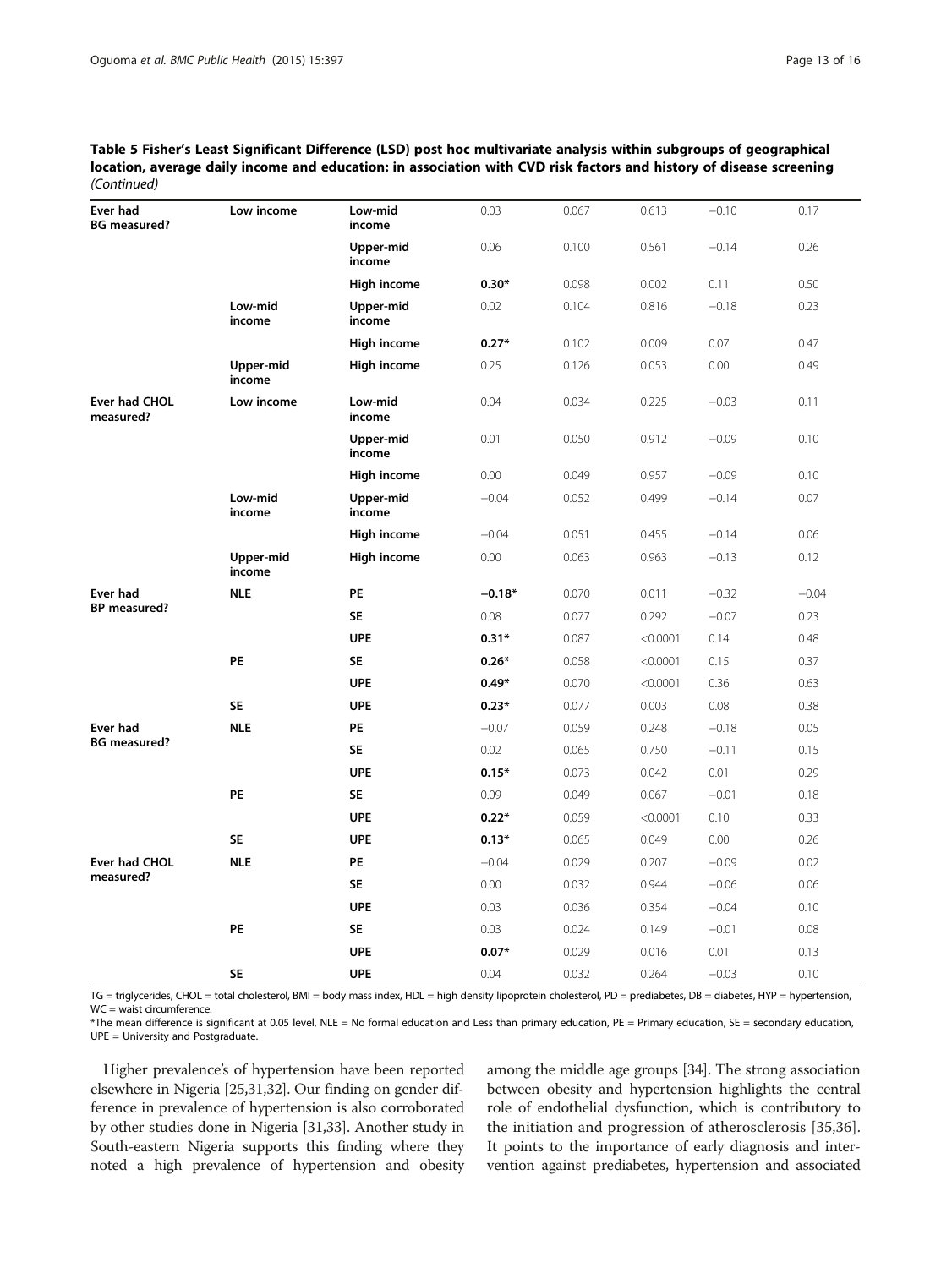**Table 5 Fisher's Least Significant Difference (LSD) post hoc multivariate analysis within subgroups of geographical location, average daily income and education: in association with CVD risk factors and history of disease screening** *(Continued)*

| | | | | | | | |
|---|---|---|---|---|---|---|---|
| **Ever had BG measured?** | **Low income** | **Low-mid income** | 0.03 | 0.067 | 0.613 | −0.10 | 0.17 |
| | | **Upper-mid income** | 0.06 | 0.100 | 0.561 | −0.14 | 0.26 |
| | | **High income** | **0.30*** | 0.098 | 0.002 | 0.11 | 0.50 |
| | **Low-mid income** | **Upper-mid income** | 0.02 | 0.104 | 0.816 | −0.18 | 0.23 |
| | | **High income** | **0.27*** | 0.102 | 0.009 | 0.07 | 0.47 |
| | **Upper-mid income** | **High income** | 0.25 | 0.126 | 0.053 | 0.00 | 0.49 |
| **Ever had CHOL measured?** | **Low income** | **Low-mid income** | 0.04 | 0.034 | 0.225 | −0.03 | 0.11 |
| | | **Upper-mid income** | 0.01 | 0.050 | 0.912 | −0.09 | 0.10 |
| | | **High income** | 0.00 | 0.049 | 0.957 | −0.09 | 0.10 |
| | **Low-mid income** | **Upper-mid income** | −0.04 | 0.052 | 0.499 | −0.14 | 0.07 |
| | | **High income** | −0.04 | 0.051 | 0.455 | −0.14 | 0.06 |
| | **Upper-mid income** | **High income** | 0.00 | 0.063 | 0.963 | −0.13 | 0.12 |
| **Ever had BP measured?** | **NLE** | **PE** | **−0.18*** | 0.070 | 0.011 | −0.32 | −0.04 |
| | | **SE** | 0.08 | 0.077 | 0.292 | −0.07 | 0.23 |
| | | **UPE** | **0.31*** | 0.087 | <0.0001 | 0.14 | 0.48 |
| | **PE** | **SE** | **0.26*** | 0.058 | <0.0001 | 0.15 | 0.37 |
| | | **UPE** | **0.49*** | 0.070 | <0.0001 | 0.36 | 0.63 |
| | **SE** | **UPE** | **0.23*** | 0.077 | 0.003 | 0.08 | 0.38 |
| **Ever had BG measured?** | **NLE** | **PE** | −0.07 | 0.059 | 0.248 | −0.18 | 0.05 |
| | | **SE** | 0.02 | 0.065 | 0.750 | −0.11 | 0.15 |
| | | **UPE** | **0.15*** | 0.073 | 0.042 | 0.01 | 0.29 |
| | **PE** | **SE** | 0.09 | 0.049 | 0.067 | −0.01 | 0.18 |
| | | **UPE** | **0.22*** | 0.059 | <0.0001 | 0.10 | 0.33 |
| | **SE** | **UPE** | **0.13*** | 0.065 | 0.049 | 0.00 | 0.26 |
| **Ever had CHOL measured?** | **NLE** | **PE** | −0.04 | 0.029 | 0.207 | −0.09 | 0.02 |
| | | **SE** | 0.00 | 0.032 | 0.944 | −0.06 | 0.06 |
| | | **UPE** | 0.03 | 0.036 | 0.354 | −0.04 | 0.10 |
| | **PE** | **SE** | 0.03 | 0.024 | 0.149 | −0.01 | 0.08 |
| | | **UPE** | **0.07*** | 0.029 | 0.016 | 0.01 | 0.13 |
| | **SE** | **UPE** | 0.04 | 0.032 | 0.264 | −0.03 | 0.10 |

TG = triglycerides, CHOL = total cholesterol, BMI = body mass index, HDL = high density lipoprotein cholesterol, PD = prediabetes, DB = diabetes, HYP = hypertension, WC = waist circumference.
*The mean difference is significant at 0.05 level, NLE = No formal education and Less than primary education, PE = Primary education, SE = secondary education, UPE = University and Postgraduate.

Higher prevalence's of hypertension have been reported elsewhere in Nigeria [25,31,32]. Our finding on gender difference in prevalence of hypertension is also corroborated by other studies done in Nigeria [31,33]. Another study in South-eastern Nigeria supports this finding where they noted a high prevalence of hypertension and obesity among the middle age groups [34]. The strong association between obesity and hypertension highlights the central role of endothelial dysfunction, which is contributory to the initiation and progression of atherosclerosis [35,36]. It points to the importance of early diagnosis and intervention against prediabetes, hypertension and associated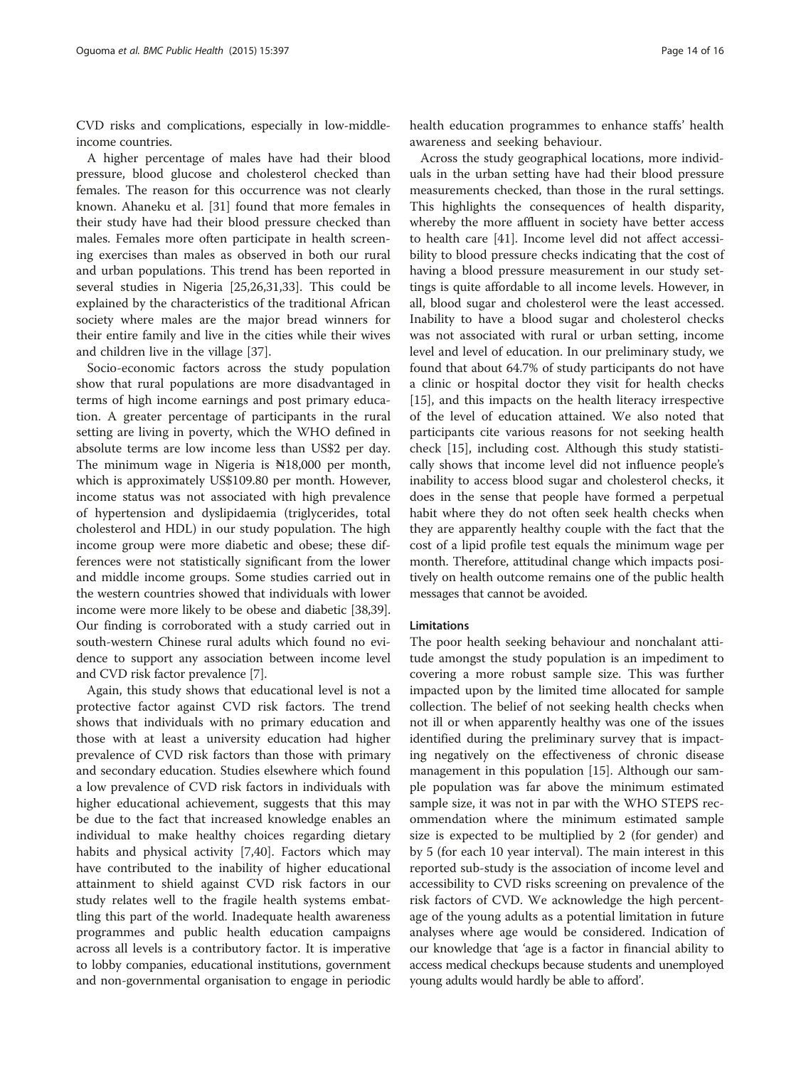CVD risks and complications, especially in low-middle-income countries.

A higher percentage of males have had their blood pressure, blood glucose and cholesterol checked than females. The reason for this occurrence was not clearly known. Ahaneku et al. [31] found that more females in their study have had their blood pressure checked than males. Females more often participate in health screening exercises than males as observed in both our rural and urban populations. This trend has been reported in several studies in Nigeria [25,26,31,33]. This could be explained by the characteristics of the traditional African society where males are the major bread winners for their entire family and live in the cities while their wives and children live in the village [37].

Socio-economic factors across the study population show that rural populations are more disadvantaged in terms of high income earnings and post primary education. A greater percentage of participants in the rural setting are living in poverty, which the WHO defined in absolute terms are low income less than US$2 per day. The minimum wage in Nigeria is ₦18,000 per month, which is approximately US$109.80 per month. However, income status was not associated with high prevalence of hypertension and dyslipidaemia (triglycerides, total cholesterol and HDL) in our study population. The high income group were more diabetic and obese; these differences were not statistically significant from the lower and middle income groups. Some studies carried out in the western countries showed that individuals with lower income were more likely to be obese and diabetic [38,39]. Our finding is corroborated with a study carried out in south-western Chinese rural adults which found no evidence to support any association between income level and CVD risk factor prevalence [7].

Again, this study shows that educational level is not a protective factor against CVD risk factors. The trend shows that individuals with no primary education and those with at least a university education had higher prevalence of CVD risk factors than those with primary and secondary education. Studies elsewhere which found a low prevalence of CVD risk factors in individuals with higher educational achievement, suggests that this may be due to the fact that increased knowledge enables an individual to make healthy choices regarding dietary habits and physical activity [7,40]. Factors which may have contributed to the inability of higher educational attainment to shield against CVD risk factors in our study relates well to the fragile health systems embattling this part of the world. Inadequate health awareness programmes and public health education campaigns across all levels is a contributory factor. It is imperative to lobby companies, educational institutions, government and non-governmental organisation to engage in periodic health education programmes to enhance staffs' health awareness and seeking behaviour.

Across the study geographical locations, more individuals in the urban setting have had their blood pressure measurements checked, than those in the rural settings. This highlights the consequences of health disparity, whereby the more affluent in society have better access to health care [41]. Income level did not affect accessibility to blood pressure checks indicating that the cost of having a blood pressure measurement in our study settings is quite affordable to all income levels. However, in all, blood sugar and cholesterol were the least accessed. Inability to have a blood sugar and cholesterol checks was not associated with rural or urban setting, income level and level of education. In our preliminary study, we found that about 64.7% of study participants do not have a clinic or hospital doctor they visit for health checks [15], and this impacts on the health literacy irrespective of the level of education attained. We also noted that participants cite various reasons for not seeking health check [15], including cost. Although this study statistically shows that income level did not influence people's inability to access blood sugar and cholesterol checks, it does in the sense that people have formed a perpetual habit where they do not often seek health checks when they are apparently healthy couple with the fact that the cost of a lipid profile test equals the minimum wage per month. Therefore, attitudinal change which impacts positively on health outcome remains one of the public health messages that cannot be avoided.

#### Limitations

The poor health seeking behaviour and nonchalant attitude amongst the study population is an impediment to covering a more robust sample size. This was further impacted upon by the limited time allocated for sample collection. The belief of not seeking health checks when not ill or when apparently healthy was one of the issues identified during the preliminary survey that is impacting negatively on the effectiveness of chronic disease management in this population [15]. Although our sample population was far above the minimum estimated sample size, it was not in par with the WHO STEPS recommendation where the minimum estimated sample size is expected to be multiplied by 2 (for gender) and by 5 (for each 10 year interval). The main interest in this reported sub-study is the association of income level and accessibility to CVD risks screening on prevalence of the risk factors of CVD. We acknowledge the high percentage of the young adults as a potential limitation in future analyses where age would be considered. Indication of our knowledge that 'age is a factor in financial ability to access medical checkups because students and unemployed young adults would hardly be able to afford'.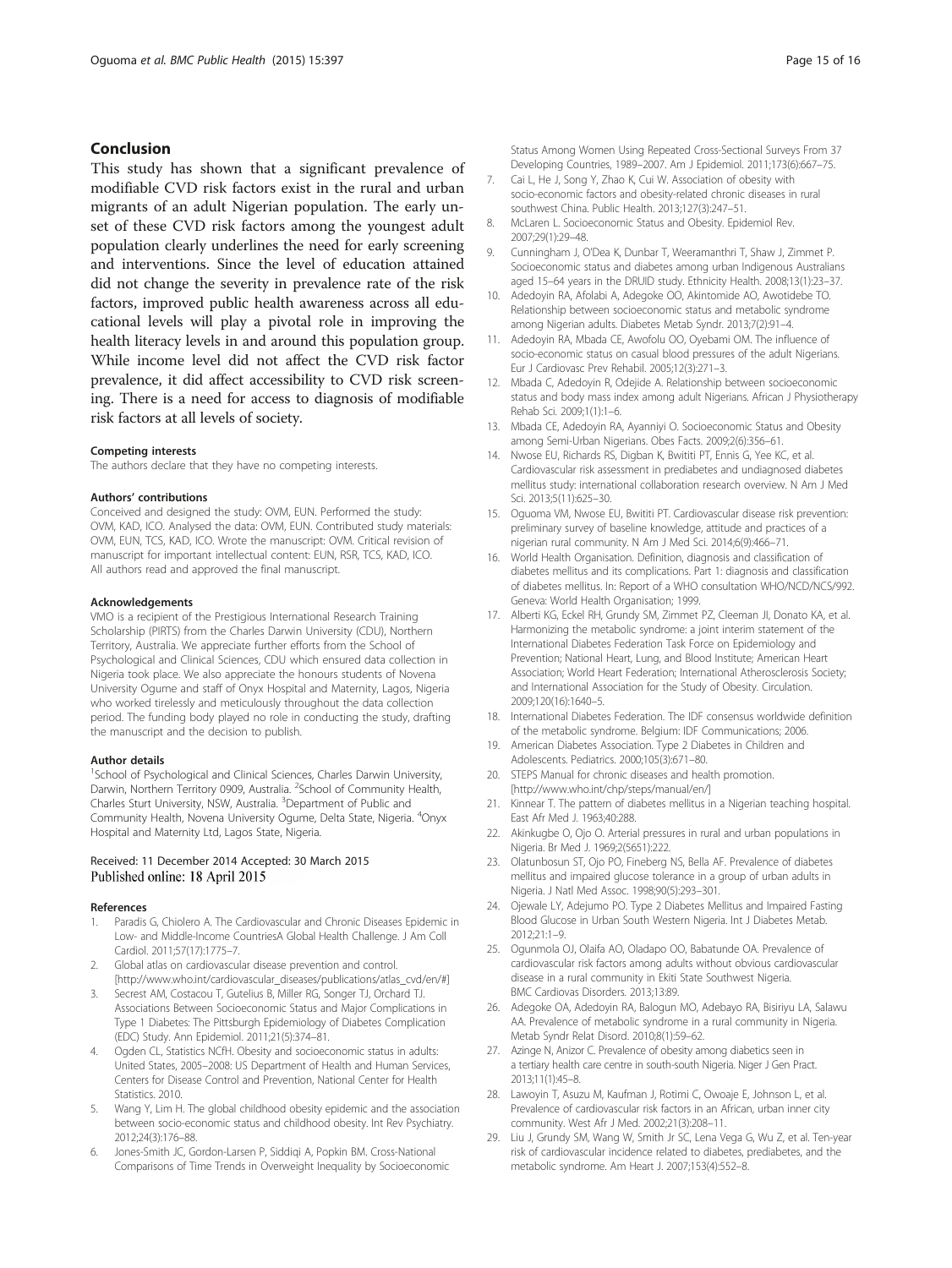## Conclusion

This study has shown that a significant prevalence of modifiable CVD risk factors exist in the rural and urban migrants of an adult Nigerian population. The early unset of these CVD risk factors among the youngest adult population clearly underlines the need for early screening and interventions. Since the level of education attained did not change the severity in prevalence rate of the risk factors, improved public health awareness across all educational levels will play a pivotal role in improving the health literacy levels in and around this population group. While income level did not affect the CVD risk factor prevalence, it did affect accessibility to CVD risk screening. There is a need for access to diagnosis of modifiable risk factors at all levels of society.

#### Competing interests

The authors declare that they have no competing interests.

#### Authors' contributions

Conceived and designed the study: OVM, EUN. Performed the study: OVM, KAD, ICO. Analysed the data: OVM, EUN. Contributed study materials: OVM, EUN, TCS, KAD, ICO. Wrote the manuscript: OVM. Critical revision of manuscript for important intellectual content: EUN, RSR, TCS, KAD, ICO. All authors read and approved the final manuscript.

#### Acknowledgements

VMO is a recipient of the Prestigious International Research Training Scholarship (PIRTS) from the Charles Darwin University (CDU), Northern Territory, Australia. We appreciate further efforts from the School of Psychological and Clinical Sciences, CDU which ensured data collection in Nigeria took place. We also appreciate the honours students of Novena University Ogume and staff of Onyx Hospital and Maternity, Lagos, Nigeria who worked tirelessly and meticulously throughout the data collection period. The funding body played no role in conducting the study, drafting the manuscript and the decision to publish.

#### Author details

[1]School of Psychological and Clinical Sciences, Charles Darwin University, Darwin, Northern Territory 0909, Australia. [2]School of Community Health, Charles Sturt University, NSW, Australia. [3]Department of Public and Community Health, Novena University Ogume, Delta State, Nigeria. [4]Onyx Hospital and Maternity Ltd, Lagos State, Nigeria.

Received: 11 December 2014 Accepted: 30 March 2015
Published online: 18 April 2015

#### References

1. Paradis G, Chiolero A. The Cardiovascular and Chronic Diseases Epidemic in Low- and Middle-Income CountriesA Global Health Challenge. J Am Coll Cardiol. 2011;57(17):1775–7.
2. Global atlas on cardiovascular disease prevention and control. [http://www.who.int/cardiovascular_diseases/publications/atlas_cvd/en/#]
3. Secrest AM, Costacou T, Gutelius B, Miller RG, Songer TJ, Orchard TJ. Associations Between Socioeconomic Status and Major Complications in Type 1 Diabetes: The Pittsburgh Epidemiology of Diabetes Complication (EDC) Study. Ann Epidemiol. 2011;21(5):374–81.
4. Ogden CL, Statistics NCfH. Obesity and socioeconomic status in adults: United States, 2005–2008: US Department of Health and Human Services, Centers for Disease Control and Prevention, National Center for Health Statistics. 2010.
5. Wang Y, Lim H. The global childhood obesity epidemic and the association between socio-economic status and childhood obesity. Int Rev Psychiatry. 2012;24(3):176–88.
6. Jones-Smith JC, Gordon-Larsen P, Siddiqi A, Popkin BM. Cross-National Comparisons of Time Trends in Overweight Inequality by Socioeconomic Status Among Women Using Repeated Cross-Sectional Surveys From 37 Developing Countries, 1989–2007. Am J Epidemiol. 2011;173(6):667–75.
7. Cai L, He J, Song Y, Zhao K, Cui W. Association of obesity with socio-economic factors and obesity-related chronic diseases in rural southwest China. Public Health. 2013;127(3):247–51.
8. McLaren L. Socioeconomic Status and Obesity. Epidemiol Rev. 2007;29(1):29–48.
9. Cunningham J, O'Dea K, Dunbar T, Weeramanthri T, Shaw J, Zimmet P. Socioeconomic status and diabetes among urban Indigenous Australians aged 15–64 years in the DRUID study. Ethnicity Health. 2008;13(1):23–37.
10. Adedoyin RA, Afolabi A, Adegoke OO, Akintomide AO, Awotidebe TO. Relationship between socioeconomic status and metabolic syndrome among Nigerian adults. Diabetes Metab Syndr. 2013;7(2):91–4.
11. Adedoyin RA, Mbada CE, Awofolu OO, Oyebami OM. The influence of socio-economic status on casual blood pressures of the adult Nigerians. Eur J Cardiovasc Prev Rehabil. 2005;12(3):271–3.
12. Mbada C, Adedoyin R, Odejide A. Relationship between socioeconomic status and body mass index among adult Nigerians. African J Physiotherapy Rehab Sci. 2009;1(1):1–6.
13. Mbada CE, Adedoyin RA, Ayanniyi O. Socioeconomic Status and Obesity among Semi-Urban Nigerians. Obes Facts. 2009;2(6):356–61.
14. Nwose EU, Richards RS, Digban K, Bwititi PT, Ennis G, Yee KC, et al. Cardiovascular risk assessment in prediabetes and undiagnosed diabetes mellitus study: international collaboration research overview. N Am J Med Sci. 2013;5(11):625–30.
15. Oguoma VM, Nwose EU, Bwititi PT. Cardiovascular disease risk prevention: preliminary survey of baseline knowledge, attitude and practices of a nigerian rural community. N Am J Med Sci. 2014;6(9):466–71.
16. World Health Organisation. Definition, diagnosis and classification of diabetes mellitus and its complications. Part 1: diagnosis and classification of diabetes mellitus. In: Report of a WHO consultation WHO/NCD/NCS/992. Geneva: World Health Organisation; 1999.
17. Alberti KG, Eckel RH, Grundy SM, Zimmet PZ, Cleeman JI, Donato KA, et al. Harmonizing the metabolic syndrome: a joint interim statement of the International Diabetes Federation Task Force on Epidemiology and Prevention; National Heart, Lung, and Blood Institute; American Heart Association; World Heart Federation; International Atherosclerosis Society; and International Association for the Study of Obesity. Circulation. 2009;120(16):1640–5.
18. International Diabetes Federation. The IDF consensus worldwide definition of the metabolic syndrome. Belgium: IDF Communications; 2006.
19. American Diabetes Association. Type 2 Diabetes in Children and Adolescents. Pediatrics. 2000;105(3):671–80.
20. STEPS Manual for chronic diseases and health promotion. [http://www.who.int/chp/steps/manual/en/]
21. Kinnear T. The pattern of diabetes mellitus in a Nigerian teaching hospital. East Afr Med J. 1963;40:288.
22. Akinkugbe O, Ojo O. Arterial pressures in rural and urban populations in Nigeria. Br Med J. 1969;2(5651):222.
23. Olatunbosun ST, Ojo PO, Fineberg NS, Bella AF. Prevalence of diabetes mellitus and impaired glucose tolerance in a group of urban adults in Nigeria. J Natl Med Assoc. 1998;90(5):293–301.
24. Ojewale LY, Adejumo PO. Type 2 Diabetes Mellitus and Impaired Fasting Blood Glucose in Urban South Western Nigeria. Int J Diabetes Metab. 2012;21:1–9.
25. Ogunmola OJ, Olaifa AO, Oladapo OO, Babatunde OA. Prevalence of cardiovascular risk factors among adults without obvious cardiovascular disease in a rural community in Ekiti State Southwest Nigeria. BMC Cardiovas Disorders. 2013;13:89.
26. Adegoke OA, Adedoyin RA, Balogun MO, Adebayo RA, Bisiriyu LA, Salawu AA. Prevalence of metabolic syndrome in a rural community in Nigeria. Metab Syndr Relat Disord. 2010;8(1):59–62.
27. Azinge N, Anizor C. Prevalence of obesity among diabetics seen in a tertiary health care centre in south-south Nigeria. Niger J Gen Pract. 2013;11(1):45–8.
28. Lawoyin T, Asuzu M, Kaufman J, Rotimi C, Owoaje E, Johnson L, et al. Prevalence of cardiovascular risk factors in an African, urban inner city community. West Afr J Med. 2002;21(3):208–11.
29. Liu J, Grundy SM, Wang W, Smith Jr SC, Lena Vega G, Wu Z, et al. Ten-year risk of cardiovascular incidence related to diabetes, prediabetes, and the metabolic syndrome. Am Heart J. 2007;153(4):552–8.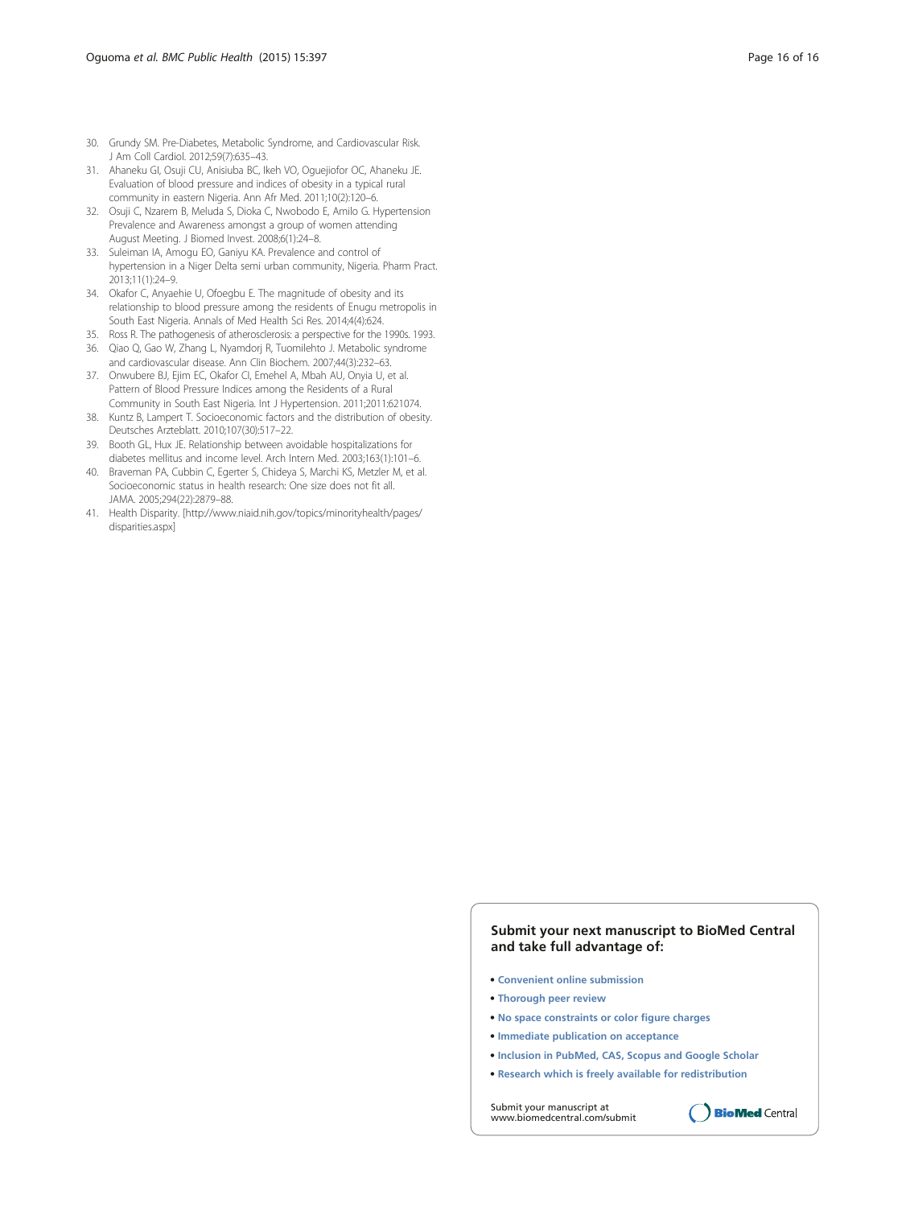30. Grundy SM. Pre-Diabetes, Metabolic Syndrome, and Cardiovascular Risk. J Am Coll Cardiol. 2012;59(7):635–43.
31. Ahaneku GI, Osuji CU, Anisiuba BC, Ikeh VO, Oguejiofor OC, Ahaneku JE. Evaluation of blood pressure and indices of obesity in a typical rural community in eastern Nigeria. Ann Afr Med. 2011;10(2):120–6.
32. Osuji C, Nzarem B, Meluda S, Dioka C, Nwobodo E, Amilo G. Hypertension Prevalence and Awareness amongst a group of women attending August Meeting. J Biomed Invest. 2008;6(1):24–8.
33. Suleiman IA, Amogu EO, Ganiyu KA. Prevalence and control of hypertension in a Niger Delta semi urban community, Nigeria. Pharm Pract. 2013;11(1):24–9.
34. Okafor C, Anyaehie U, Ofoegbu E. The magnitude of obesity and its relationship to blood pressure among the residents of Enugu metropolis in South East Nigeria. Annals of Med Health Sci Res. 2014;4(4):624.
35. Ross R. The pathogenesis of atherosclerosis: a perspective for the 1990s. 1993.
36. Qiao Q, Gao W, Zhang L, Nyamdorj R, Tuomilehto J. Metabolic syndrome and cardiovascular disease. Ann Clin Biochem. 2007;44(3):232–63.
37. Onwubere BJ, Ejim EC, Okafor CI, Emehel A, Mbah AU, Onyia U, et al. Pattern of Blood Pressure Indices among the Residents of a Rural Community in South East Nigeria. Int J Hypertension. 2011;2011:621074.
38. Kuntz B, Lampert T. Socioeconomic factors and the distribution of obesity. Deutsches Arzteblatt. 2010;107(30):517–22.
39. Booth GL, Hux JE. Relationship between avoidable hospitalizations for diabetes mellitus and income level. Arch Intern Med. 2003;163(1):101–6.
40. Braveman PA, Cubbin C, Egerter S, Chideya S, Marchi KS, Metzler M, et al. Socioeconomic status in health research: One size does not fit all. JAMA. 2005;294(22):2879–88.
41. Health Disparity. [http://www.niaid.nih.gov/topics/minorityhealth/pages/disparities.aspx]

**Submit your next manuscript to BioMed Central and take full advantage of:**

- **Convenient online submission**
- **Thorough peer review**
- **No space constraints or color figure charges**
- **Immediate publication on acceptance**
- **Inclusion in PubMed, CAS, Scopus and Google Scholar**
- **Research which is freely available for redistribution**

Submit your manuscript at
www.biomedcentral.com/submit

BioMed Central